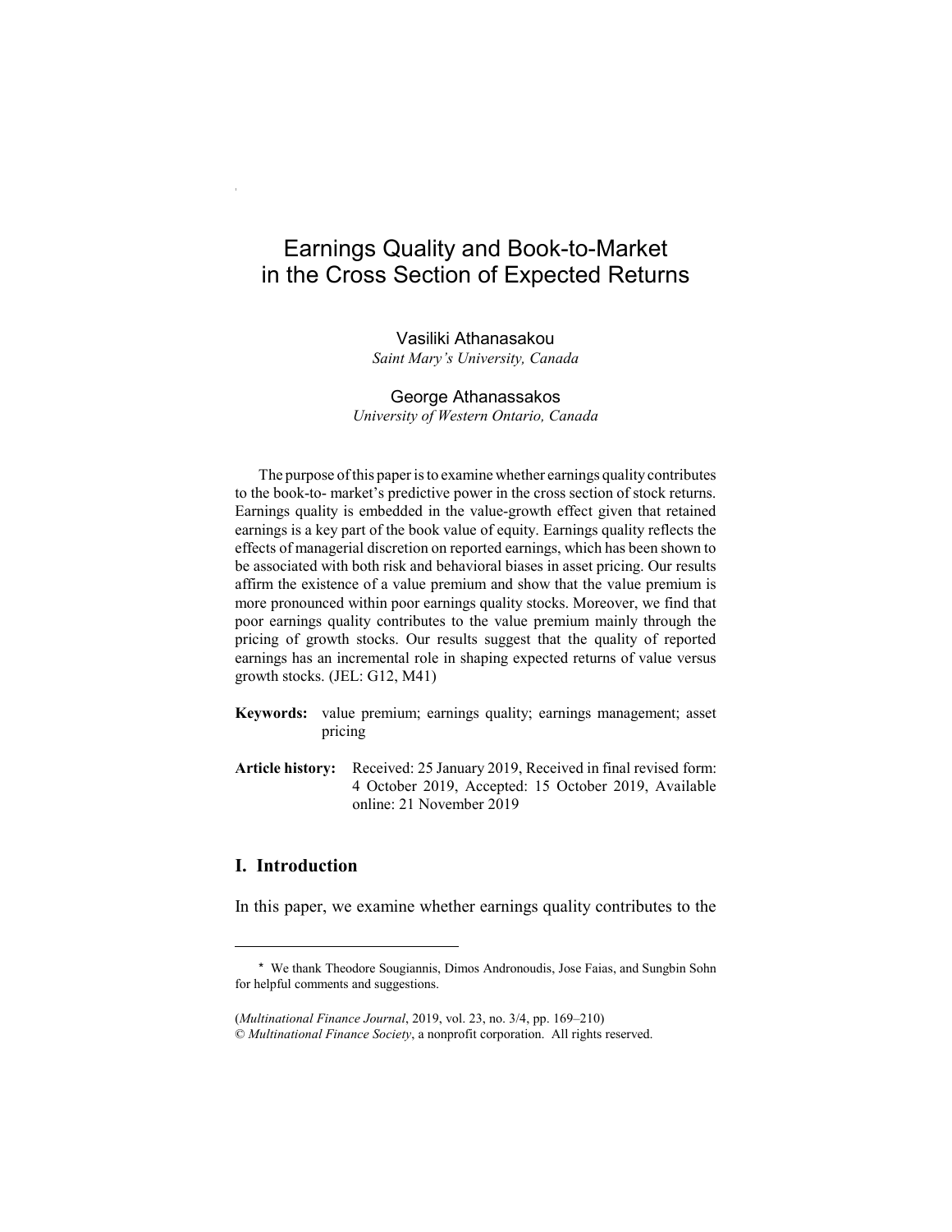# Earnings Quality and Book-to-Market in the Cross Section of Expected Returns

Vasiliki Athanasakou
*Saint Mary's University, Canada*

George Athanassakos
*University of Western Ontario, Canada*

The purpose of this paper is to examine whether earnings quality contributes to the book-to- market's predictive power in the cross section of stock returns. Earnings quality is embedded in the value-growth effect given that retained earnings is a key part of the book value of equity. Earnings quality reflects the effects of managerial discretion on reported earnings, which has been shown to be associated with both risk and behavioral biases in asset pricing. Our results affirm the existence of a value premium and show that the value premium is more pronounced within poor earnings quality stocks. Moreover, we find that poor earnings quality contributes to the value premium mainly through the pricing of growth stocks. Our results suggest that the quality of reported earnings has an incremental role in shaping expected returns of value versus growth stocks. (JEL: G12, M41)

**Keywords:** value premium; earnings quality; earnings management; asset pricing

**Article history:** Received: 25 January 2019, Received in final revised form: 4 October 2019, Accepted: 15 October 2019, Available online: 21 November 2019

## I. Introduction

In this paper, we examine whether earnings quality contributes to the

---

\* We thank Theodore Sougiannis, Dimos Andronoudis, Jose Faias, and Sungbin Sohn for helpful comments and suggestions.

(*Multinational Finance Journal*, 2019, vol. 23, no. 3/4, pp. 169–210)
© *Multinational Finance Society*, a nonprofit corporation. All rights reserved.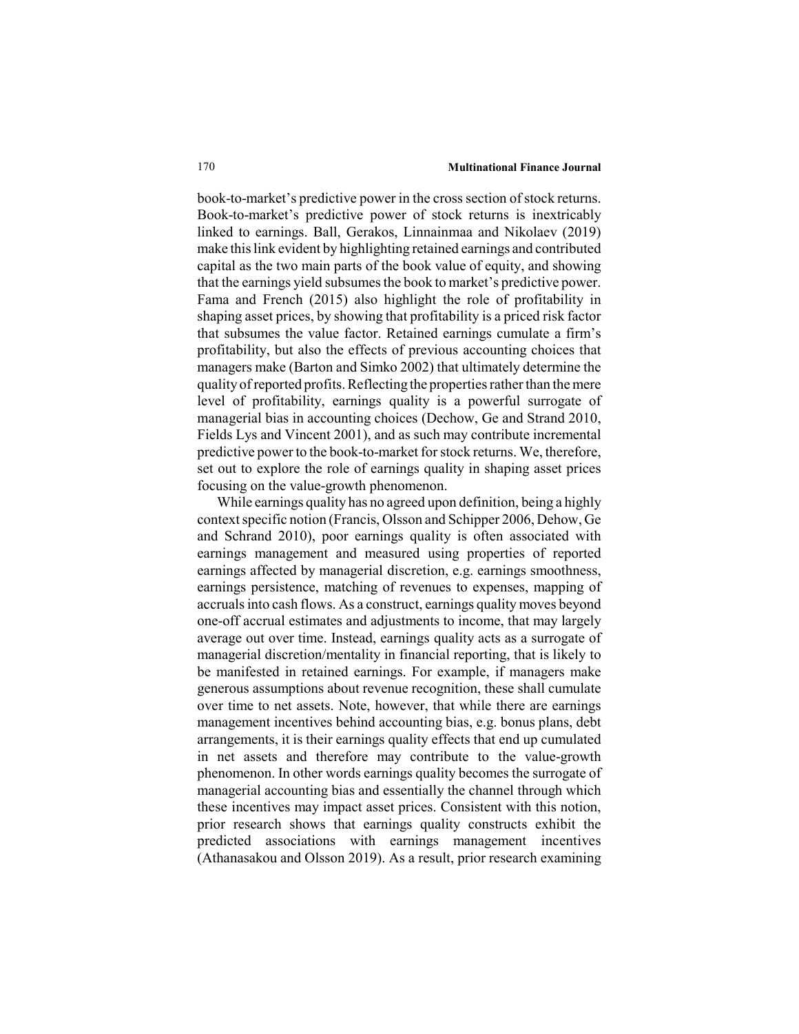book-to-market's predictive power in the cross section of stock returns. Book-to-market's predictive power of stock returns is inextricably linked to earnings. Ball, Gerakos, Linnainmaa and Nikolaev (2019) make this link evident by highlighting retained earnings and contributed capital as the two main parts of the book value of equity, and showing that the earnings yield subsumes the book to market's predictive power. Fama and French (2015) also highlight the role of profitability in shaping asset prices, by showing that profitability is a priced risk factor that subsumes the value factor. Retained earnings cumulate a firm's profitability, but also the effects of previous accounting choices that managers make (Barton and Simko 2002) that ultimately determine the quality of reported profits. Reflecting the properties rather than the mere level of profitability, earnings quality is a powerful surrogate of managerial bias in accounting choices (Dechow, Ge and Strand 2010, Fields Lys and Vincent 2001), and as such may contribute incremental predictive power to the book-to-market for stock returns. We, therefore, set out to explore the role of earnings quality in shaping asset prices focusing on the value-growth phenomenon.

While earnings quality has no agreed upon definition, being a highly context specific notion (Francis, Olsson and Schipper 2006, Dehow, Ge and Schrand 2010), poor earnings quality is often associated with earnings management and measured using properties of reported earnings affected by managerial discretion, e.g. earnings smoothness, earnings persistence, matching of revenues to expenses, mapping of accruals into cash flows. As a construct, earnings quality moves beyond one-off accrual estimates and adjustments to income, that may largely average out over time. Instead, earnings quality acts as a surrogate of managerial discretion/mentality in financial reporting, that is likely to be manifested in retained earnings. For example, if managers make generous assumptions about revenue recognition, these shall cumulate over time to net assets. Note, however, that while there are earnings management incentives behind accounting bias, e.g. bonus plans, debt arrangements, it is their earnings quality effects that end up cumulated in net assets and therefore may contribute to the value-growth phenomenon. In other words earnings quality becomes the surrogate of managerial accounting bias and essentially the channel through which these incentives may impact asset prices. Consistent with this notion, prior research shows that earnings quality constructs exhibit the predicted associations with earnings management incentives (Athanasakou and Olsson 2019). As a result, prior research examining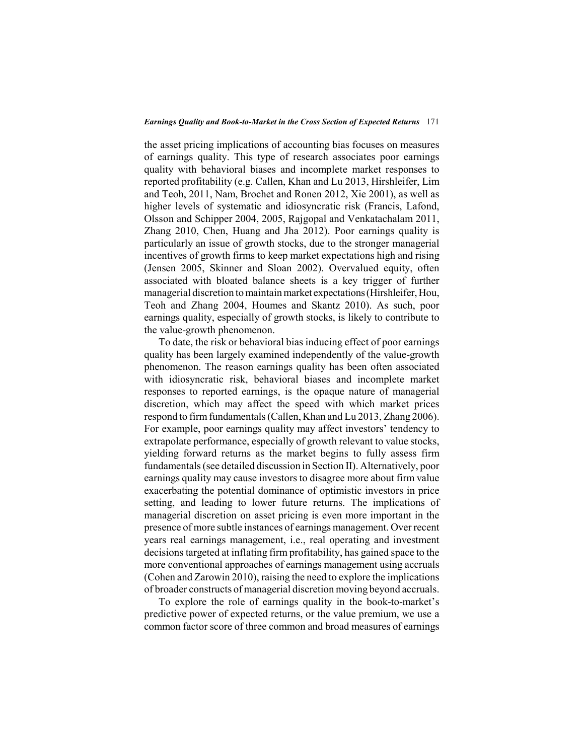the asset pricing implications of accounting bias focuses on measures of earnings quality. This type of research associates poor earnings quality with behavioral biases and incomplete market responses to reported profitability (e.g. Callen, Khan and Lu 2013, Hirshleifer, Lim and Teoh, 2011, Nam, Brochet and Ronen 2012, Xie 2001), as well as higher levels of systematic and idiosyncratic risk (Francis, Lafond, Olsson and Schipper 2004, 2005, Rajgopal and Venkatachalam 2011, Zhang 2010, Chen, Huang and Jha 2012). Poor earnings quality is particularly an issue of growth stocks, due to the stronger managerial incentives of growth firms to keep market expectations high and rising (Jensen 2005, Skinner and Sloan 2002). Overvalued equity, often associated with bloated balance sheets is a key trigger of further managerial discretion to maintain market expectations (Hirshleifer, Hou, Teoh and Zhang 2004, Houmes and Skantz 2010). As such, poor earnings quality, especially of growth stocks, is likely to contribute to the value-growth phenomenon.

To date, the risk or behavioral bias inducing effect of poor earnings quality has been largely examined independently of the value-growth phenomenon. The reason earnings quality has been often associated with idiosyncratic risk, behavioral biases and incomplete market responses to reported earnings, is the opaque nature of managerial discretion, which may affect the speed with which market prices respond to firm fundamentals (Callen, Khan and Lu 2013, Zhang 2006). For example, poor earnings quality may affect investors' tendency to extrapolate performance, especially of growth relevant to value stocks, yielding forward returns as the market begins to fully assess firm fundamentals (see detailed discussion in Section II). Alternatively, poor earnings quality may cause investors to disagree more about firm value exacerbating the potential dominance of optimistic investors in price setting, and leading to lower future returns. The implications of managerial discretion on asset pricing is even more important in the presence of more subtle instances of earnings management. Over recent years real earnings management, i.e., real operating and investment decisions targeted at inflating firm profitability, has gained space to the more conventional approaches of earnings management using accruals (Cohen and Zarowin 2010), raising the need to explore the implications of broader constructs of managerial discretion moving beyond accruals.

To explore the role of earnings quality in the book-to-market's predictive power of expected returns, or the value premium, we use a common factor score of three common and broad measures of earnings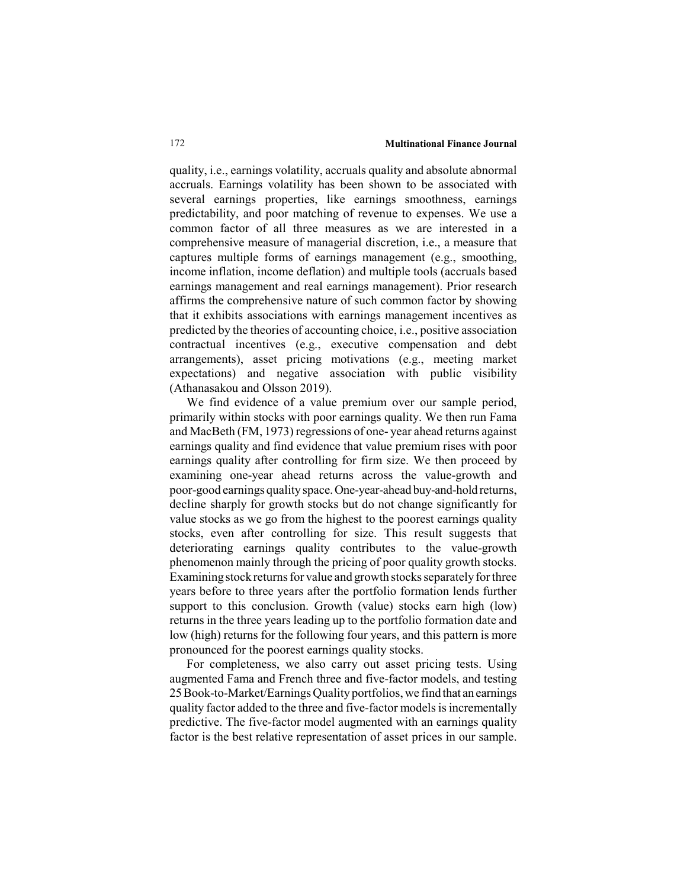quality, i.e., earnings volatility, accruals quality and absolute abnormal accruals. Earnings volatility has been shown to be associated with several earnings properties, like earnings smoothness, earnings predictability, and poor matching of revenue to expenses. We use a common factor of all three measures as we are interested in a comprehensive measure of managerial discretion, i.e., a measure that captures multiple forms of earnings management (e.g., smoothing, income inflation, income deflation) and multiple tools (accruals based earnings management and real earnings management). Prior research affirms the comprehensive nature of such common factor by showing that it exhibits associations with earnings management incentives as predicted by the theories of accounting choice, i.e., positive association contractual incentives (e.g., executive compensation and debt arrangements), asset pricing motivations (e.g., meeting market expectations) and negative association with public visibility (Athanasakou and Olsson 2019).

We find evidence of a value premium over our sample period, primarily within stocks with poor earnings quality. We then run Fama and MacBeth (FM, 1973) regressions of one- year ahead returns against earnings quality and find evidence that value premium rises with poor earnings quality after controlling for firm size. We then proceed by examining one-year ahead returns across the value-growth and poor-good earnings quality space. One-year-ahead buy-and-hold returns, decline sharply for growth stocks but do not change significantly for value stocks as we go from the highest to the poorest earnings quality stocks, even after controlling for size. This result suggests that deteriorating earnings quality contributes to the value-growth phenomenon mainly through the pricing of poor quality growth stocks. Examining stock returns for value and growth stocks separately for three years before to three years after the portfolio formation lends further support to this conclusion. Growth (value) stocks earn high (low) returns in the three years leading up to the portfolio formation date and low (high) returns for the following four years, and this pattern is more pronounced for the poorest earnings quality stocks.

For completeness, we also carry out asset pricing tests. Using augmented Fama and French three and five-factor models, and testing 25 Book-to-Market/Earnings Quality portfolios, we find that an earnings quality factor added to the three and five-factor models is incrementally predictive. The five-factor model augmented with an earnings quality factor is the best relative representation of asset prices in our sample.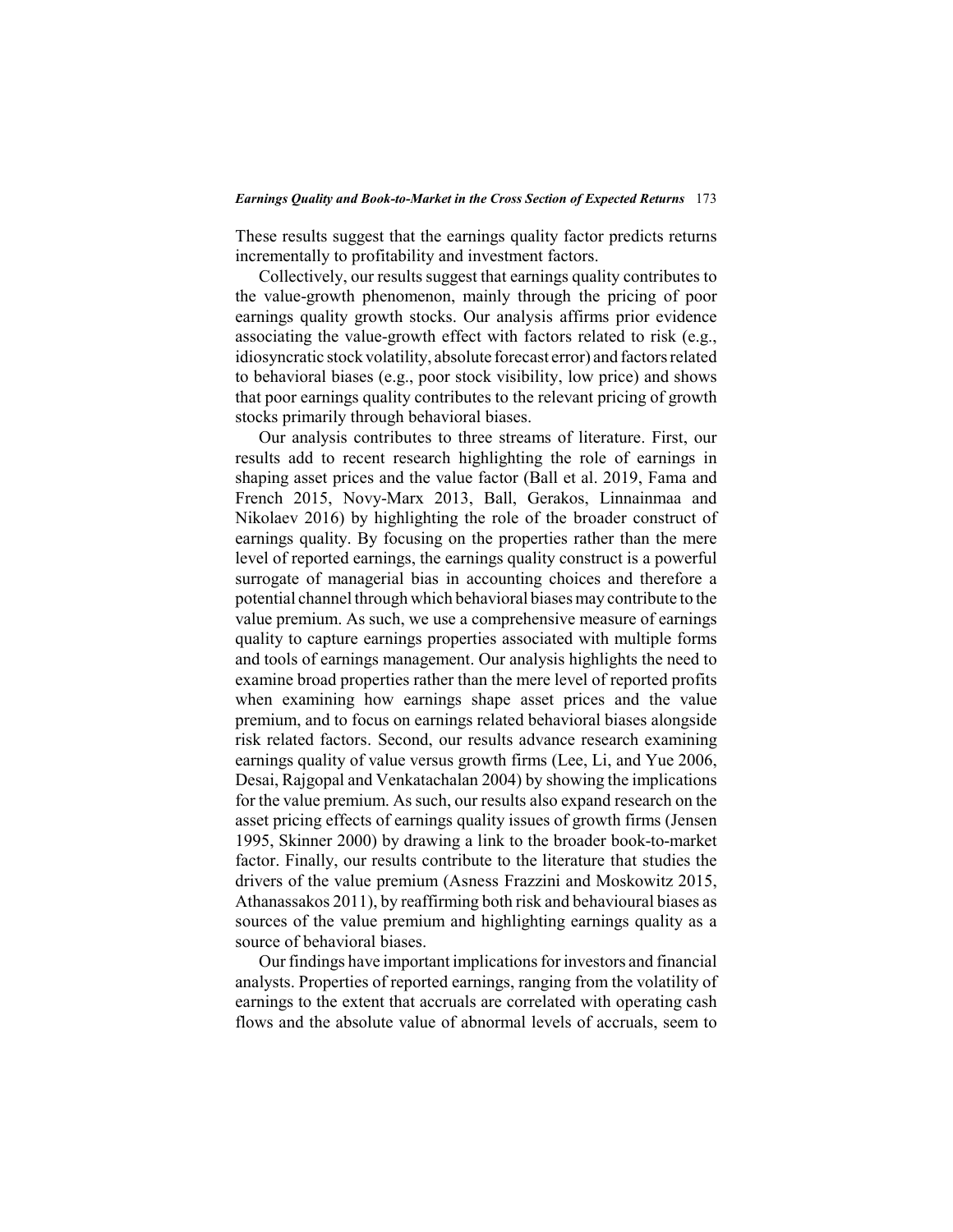These results suggest that the earnings quality factor predicts returns incrementally to profitability and investment factors.

Collectively, our results suggest that earnings quality contributes to the value-growth phenomenon, mainly through the pricing of poor earnings quality growth stocks. Our analysis affirms prior evidence associating the value-growth effect with factors related to risk (e.g., idiosyncratic stock volatility, absolute forecast error) and factors related to behavioral biases (e.g., poor stock visibility, low price) and shows that poor earnings quality contributes to the relevant pricing of growth stocks primarily through behavioral biases.

Our analysis contributes to three streams of literature. First, our results add to recent research highlighting the role of earnings in shaping asset prices and the value factor (Ball et al. 2019, Fama and French 2015, Novy-Marx 2013, Ball, Gerakos, Linnainmaa and Nikolaev 2016) by highlighting the role of the broader construct of earnings quality. By focusing on the properties rather than the mere level of reported earnings, the earnings quality construct is a powerful surrogate of managerial bias in accounting choices and therefore a potential channel through which behavioral biases may contribute to the value premium. As such, we use a comprehensive measure of earnings quality to capture earnings properties associated with multiple forms and tools of earnings management. Our analysis highlights the need to examine broad properties rather than the mere level of reported profits when examining how earnings shape asset prices and the value premium, and to focus on earnings related behavioral biases alongside risk related factors. Second, our results advance research examining earnings quality of value versus growth firms (Lee, Li, and Yue 2006, Desai, Rajgopal and Venkatachalan 2004) by showing the implications for the value premium. As such, our results also expand research on the asset pricing effects of earnings quality issues of growth firms (Jensen 1995, Skinner 2000) by drawing a link to the broader book-to-market factor. Finally, our results contribute to the literature that studies the drivers of the value premium (Asness Frazzini and Moskowitz 2015, Athanassakos 2011), by reaffirming both risk and behavioural biases as sources of the value premium and highlighting earnings quality as a source of behavioral biases.

Our findings have important implications for investors and financial analysts. Properties of reported earnings, ranging from the volatility of earnings to the extent that accruals are correlated with operating cash flows and the absolute value of abnormal levels of accruals, seem to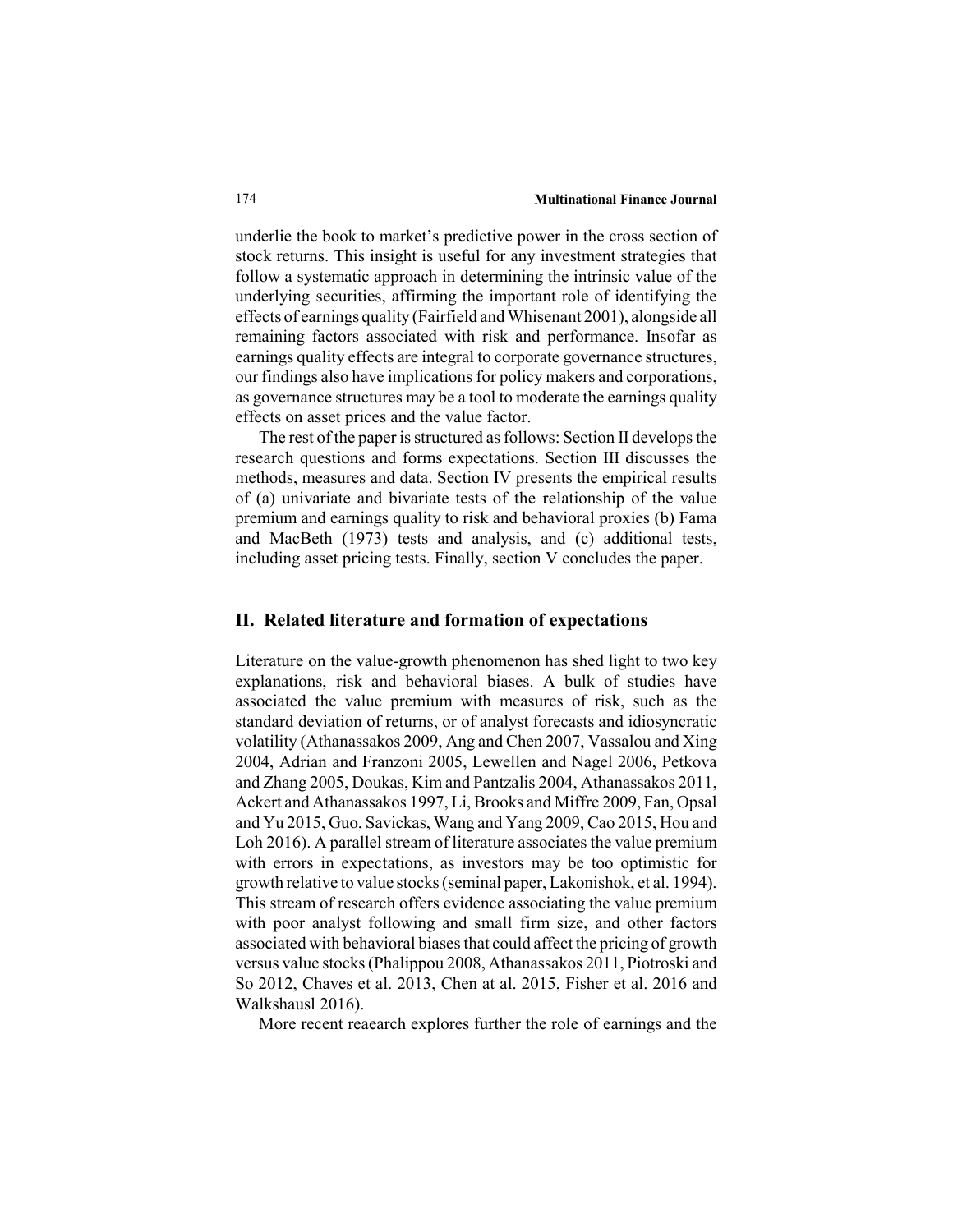underlie the book to market's predictive power in the cross section of stock returns. This insight is useful for any investment strategies that follow a systematic approach in determining the intrinsic value of the underlying securities, affirming the important role of identifying the effects of earnings quality (Fairfield and Whisenant 2001), alongside all remaining factors associated with risk and performance. Insofar as earnings quality effects are integral to corporate governance structures, our findings also have implications for policy makers and corporations, as governance structures may be a tool to moderate the earnings quality effects on asset prices and the value factor.

The rest of the paper is structured as follows: Section II develops the research questions and forms expectations. Section III discusses the methods, measures and data. Section IV presents the empirical results of (a) univariate and bivariate tests of the relationship of the value premium and earnings quality to risk and behavioral proxies (b) Fama and MacBeth (1973) tests and analysis, and (c) additional tests, including asset pricing tests. Finally, section V concludes the paper.

## II. Related literature and formation of expectations

Literature on the value-growth phenomenon has shed light to two key explanations, risk and behavioral biases. A bulk of studies have associated the value premium with measures of risk, such as the standard deviation of returns, or of analyst forecasts and idiosyncratic volatility (Athanassakos 2009, Ang and Chen 2007, Vassalou and Xing 2004, Adrian and Franzoni 2005, Lewellen and Nagel 2006, Petkova and Zhang 2005, Doukas, Kim and Pantzalis 2004, Athanassakos 2011, Ackert and Athanassakos 1997, Li, Brooks and Miffre 2009, Fan, Opsal and Yu 2015, Guo, Savickas, Wang and Yang 2009, Cao 2015, Hou and Loh 2016). A parallel stream of literature associates the value premium with errors in expectations, as investors may be too optimistic for growth relative to value stocks (seminal paper, Lakonishok, et al. 1994). This stream of research offers evidence associating the value premium with poor analyst following and small firm size, and other factors associated with behavioral biases that could affect the pricing of growth versus value stocks (Phalippou 2008, Athanassakos 2011, Piotroski and So 2012, Chaves et al. 2013, Chen at al. 2015, Fisher et al. 2016 and Walkshausl 2016).

More recent reaearch explores further the role of earnings and the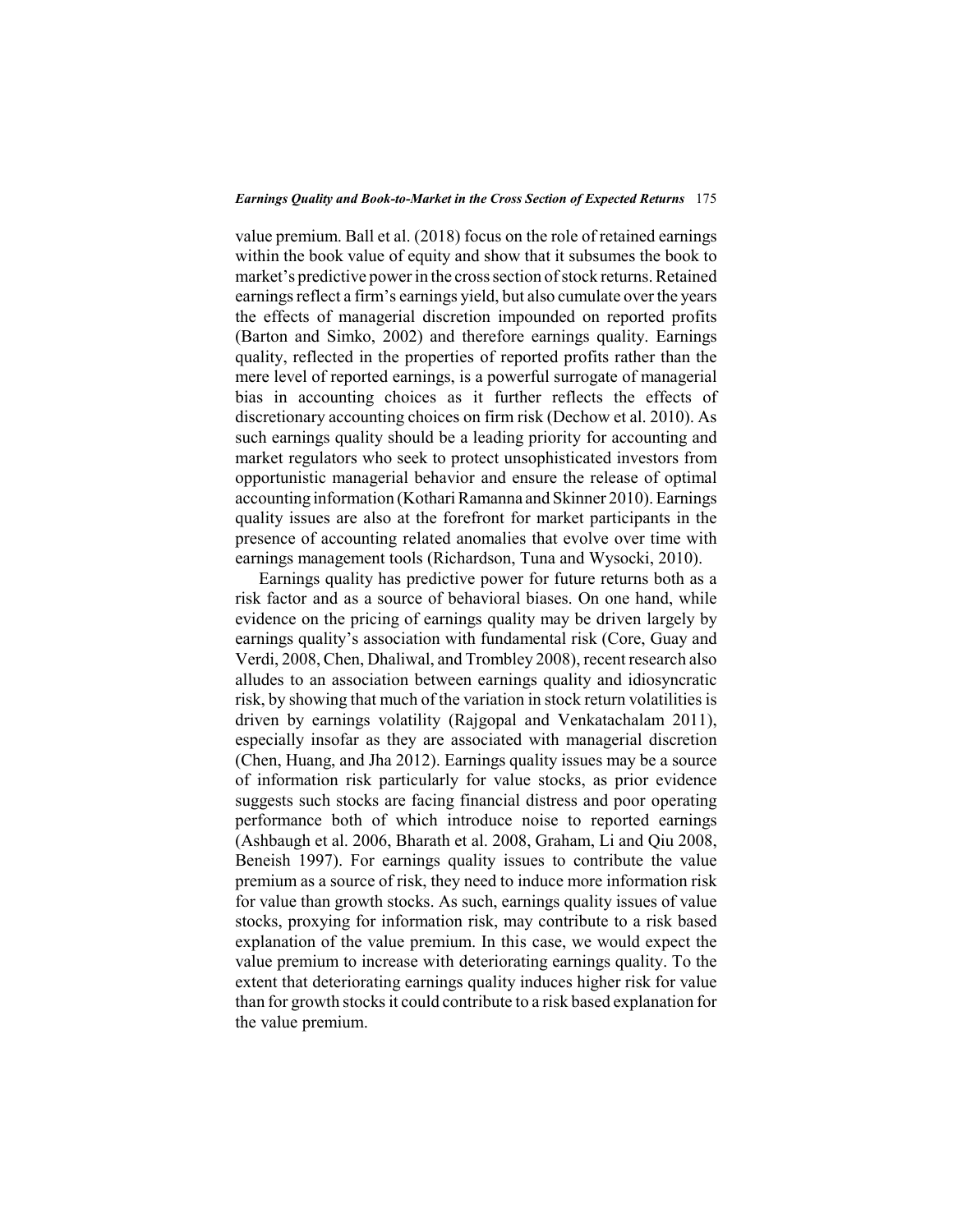value premium. Ball et al. (2018) focus on the role of retained earnings within the book value of equity and show that it subsumes the book to market's predictive power in the cross section of stock returns. Retained earnings reflect a firm's earnings yield, but also cumulate over the years the effects of managerial discretion impounded on reported profits (Barton and Simko, 2002) and therefore earnings quality. Earnings quality, reflected in the properties of reported profits rather than the mere level of reported earnings, is a powerful surrogate of managerial bias in accounting choices as it further reflects the effects of discretionary accounting choices on firm risk (Dechow et al. 2010). As such earnings quality should be a leading priority for accounting and market regulators who seek to protect unsophisticated investors from opportunistic managerial behavior and ensure the release of optimal accounting information (Kothari Ramanna and Skinner 2010). Earnings quality issues are also at the forefront for market participants in the presence of accounting related anomalies that evolve over time with earnings management tools (Richardson, Tuna and Wysocki, 2010).

Earnings quality has predictive power for future returns both as a risk factor and as a source of behavioral biases. On one hand, while evidence on the pricing of earnings quality may be driven largely by earnings quality's association with fundamental risk (Core, Guay and Verdi, 2008, Chen, Dhaliwal, and Trombley 2008), recent research also alludes to an association between earnings quality and idiosyncratic risk, by showing that much of the variation in stock return volatilities is driven by earnings volatility (Rajgopal and Venkatachalam 2011), especially insofar as they are associated with managerial discretion (Chen, Huang, and Jha 2012). Earnings quality issues may be a source of information risk particularly for value stocks, as prior evidence suggests such stocks are facing financial distress and poor operating performance both of which introduce noise to reported earnings (Ashbaugh et al. 2006, Bharath et al. 2008, Graham, Li and Qiu 2008, Beneish 1997). For earnings quality issues to contribute the value premium as a source of risk, they need to induce more information risk for value than growth stocks. As such, earnings quality issues of value stocks, proxying for information risk, may contribute to a risk based explanation of the value premium. In this case, we would expect the value premium to increase with deteriorating earnings quality. To the extent that deteriorating earnings quality induces higher risk for value than for growth stocks it could contribute to a risk based explanation for the value premium.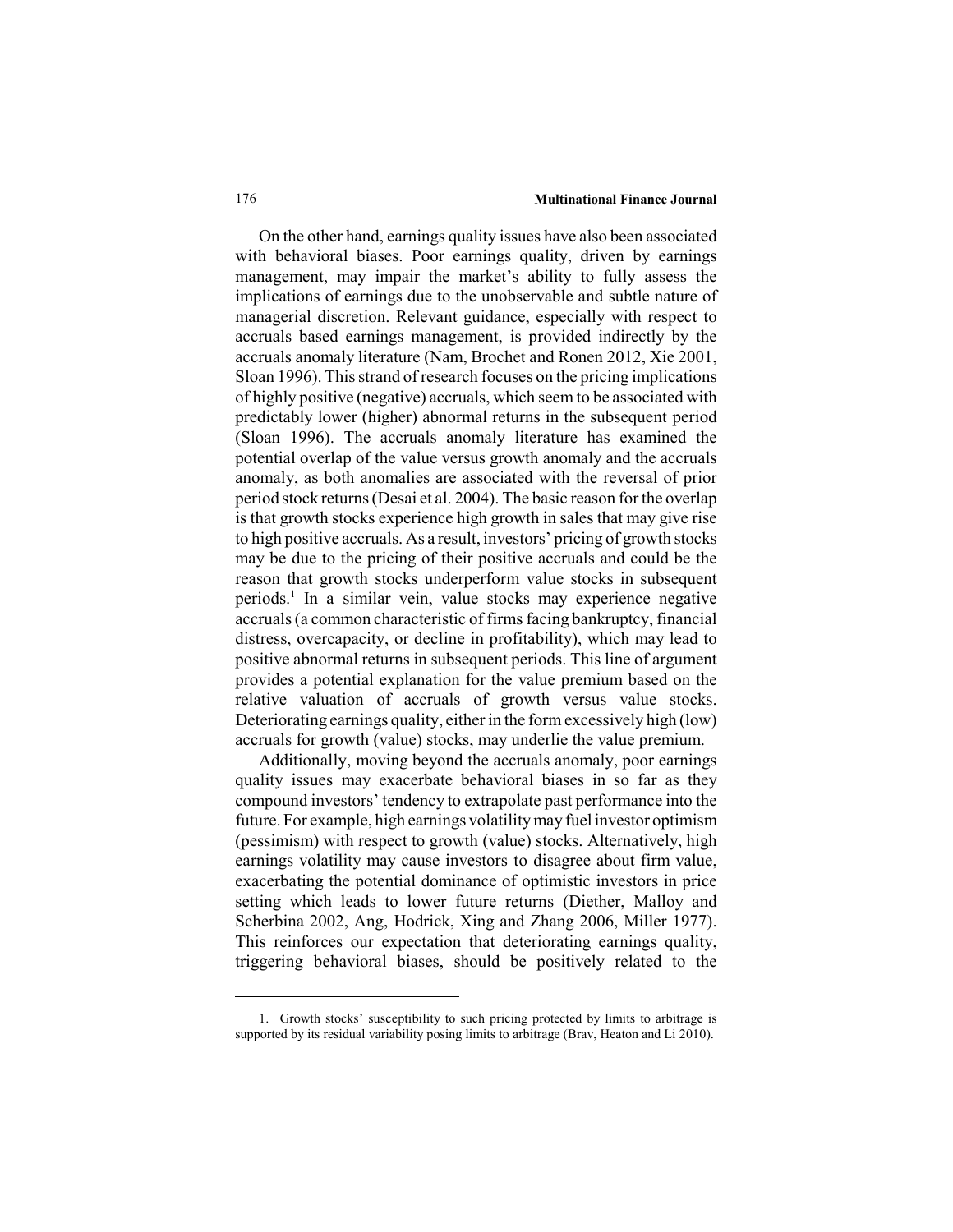On the other hand, earnings quality issues have also been associated with behavioral biases. Poor earnings quality, driven by earnings management, may impair the market's ability to fully assess the implications of earnings due to the unobservable and subtle nature of managerial discretion. Relevant guidance, especially with respect to accruals based earnings management, is provided indirectly by the accruals anomaly literature (Nam, Brochet and Ronen 2012, Xie 2001, Sloan 1996). This strand of research focuses on the pricing implications of highly positive (negative) accruals, which seem to be associated with predictably lower (higher) abnormal returns in the subsequent period (Sloan 1996). The accruals anomaly literature has examined the potential overlap of the value versus growth anomaly and the accruals anomaly, as both anomalies are associated with the reversal of prior period stock returns (Desai et al. 2004). The basic reason for the overlap is that growth stocks experience high growth in sales that may give rise to high positive accruals. As a result, investors' pricing of growth stocks may be due to the pricing of their positive accruals and could be the reason that growth stocks underperform value stocks in subsequent periods.[1] In a similar vein, value stocks may experience negative accruals (a common characteristic of firms facing bankruptcy, financial distress, overcapacity, or decline in profitability), which may lead to positive abnormal returns in subsequent periods. This line of argument provides a potential explanation for the value premium based on the relative valuation of accruals of growth versus value stocks. Deteriorating earnings quality, either in the form excessively high (low) accruals for growth (value) stocks, may underlie the value premium.

Additionally, moving beyond the accruals anomaly, poor earnings quality issues may exacerbate behavioral biases in so far as they compound investors' tendency to extrapolate past performance into the future. For example, high earnings volatility may fuel investor optimism (pessimism) with respect to growth (value) stocks. Alternatively, high earnings volatility may cause investors to disagree about firm value, exacerbating the potential dominance of optimistic investors in price setting which leads to lower future returns (Diether, Malloy and Scherbina 2002, Ang, Hodrick, Xing and Zhang 2006, Miller 1977). This reinforces our expectation that deteriorating earnings quality, triggering behavioral biases, should be positively related to the

---

1. Growth stocks' susceptibility to such pricing protected by limits to arbitrage is supported by its residual variability posing limits to arbitrage (Brav, Heaton and Li 2010).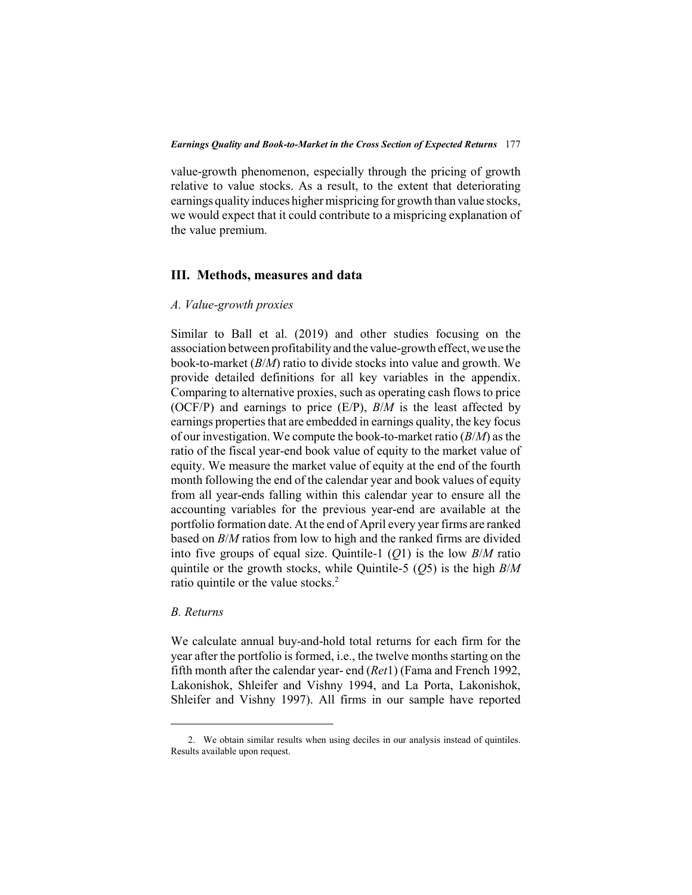value-growth phenomenon, especially through the pricing of growth relative to value stocks. As a result, to the extent that deteriorating earnings quality induces higher mispricing for growth than value stocks, we would expect that it could contribute to a mispricing explanation of the value premium.

## III. Methods, measures and data

### *A. Value-growth proxies*

Similar to Ball et al. (2019) and other studies focusing on the association between profitability and the value-growth effect, we use the book-to-market (*B*/*M*) ratio to divide stocks into value and growth. We provide detailed definitions for all key variables in the appendix. Comparing to alternative proxies, such as operating cash flows to price (OCF/P) and earnings to price (E/P), *B*/*M* is the least affected by earnings properties that are embedded in earnings quality, the key focus of our investigation. We compute the book-to-market ratio (*B*/*M*) as the ratio of the fiscal year-end book value of equity to the market value of equity. We measure the market value of equity at the end of the fourth month following the end of the calendar year and book values of equity from all year-ends falling within this calendar year to ensure all the accounting variables for the previous year-end are available at the portfolio formation date. At the end of April every year firms are ranked based on *B*/*M* ratios from low to high and the ranked firms are divided into five groups of equal size. Quintile-1 (*Q*1) is the low *B*/*M* ratio quintile or the growth stocks, while Quintile-5 (*Q*5) is the high *B*/*M* ratio quintile or the value stocks.[2]

### *B. Returns*

We calculate annual buy-and-hold total returns for each firm for the year after the portfolio is formed, i.e., the twelve months starting on the fifth month after the calendar year- end (*Ret*1) (Fama and French 1992, Lakonishok, Shleifer and Vishny 1994, and La Porta, Lakonishok, Shleifer and Vishny 1997). All firms in our sample have reported

---

2. We obtain similar results when using deciles in our analysis instead of quintiles. Results available upon request.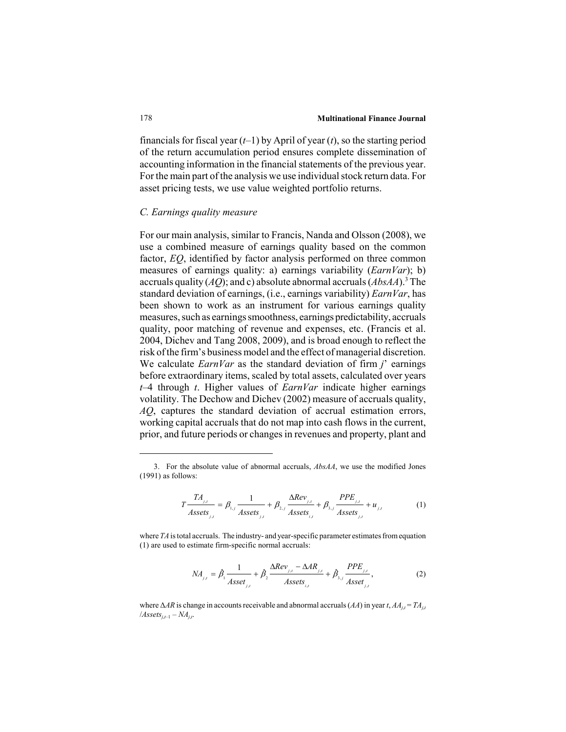financials for fiscal year ($t$–1) by April of year ($t$), so the starting period of the return accumulation period ensures complete dissemination of accounting information in the financial statements of the previous year. For the main part of the analysis we use individual stock return data. For asset pricing tests, we use value weighted portfolio returns.

### *C. Earnings quality measure*

For our main analysis, similar to Francis, Nanda and Olsson (2008), we use a combined measure of earnings quality based on the common factor, *EQ*, identified by factor analysis performed on three common measures of earnings quality: a) earnings variability (*EarnVar*); b) accruals quality (*AQ*); and c) absolute abnormal accruals (*AbsAA*).[3] The standard deviation of earnings, (i.e., earnings variability) *EarnVar*, has been shown to work as an instrument for various earnings quality measures, such as earnings smoothness, earnings predictability, accruals quality, poor matching of revenue and expenses, etc. (Francis et al. 2004, Dichev and Tang 2008, 2009), and is broad enough to reflect the risk of the firm's business model and the effect of managerial discretion. We calculate *EarnVar* as the standard deviation of firm *j*' earnings before extraordinary items, scaled by total assets, calculated over years $t$–4 through $t$. Higher values of *EarnVar* indicate higher earnings volatility. The Dechow and Dichev (2002) measure of accruals quality, *AQ*, captures the standard deviation of accrual estimation errors, working capital accruals that do not map into cash flows in the current, prior, and future periods or changes in revenues and property, plant and

---

3. For the absolute value of abnormal accruals, *AbsAA*, we use the modified Jones (1991) as follows:

$$T\frac{TA_{j,t}}{Assets_{j,t}} = \beta_{1,j}\frac{1}{Assets_{j,t}} + \beta_{2,j}\frac{\Delta Rev_{j,t}}{Assets_{i,t}} + \beta_{3,j}\frac{PPE_{j,t}}{Assets_{j,t}} + u_{j,t} \quad (1)$$

where *TA* is total accruals. The industry- and year-specific parameter estimates from equation (1) are used to estimate firm-specific normal accruals:

$$NA_{j,t} = \hat{\beta}_1\frac{1}{Asset_{j,t}} + \hat{\beta}_2\frac{\Delta Rev_{j,t} - \Delta AR_{j,t}}{Assets_{i,t}} + \hat{\beta}_{3,j}\frac{PPE_{j,t}}{Asset_{j,t}}, \quad (2)$$

where $\Delta AR$ is change in accounts receivable and abnormal accruals (*AA*) in year $t$, $AA_{j,t} = TA_{j,t} / Assets_{j,t-1} - NA_{j,t}$.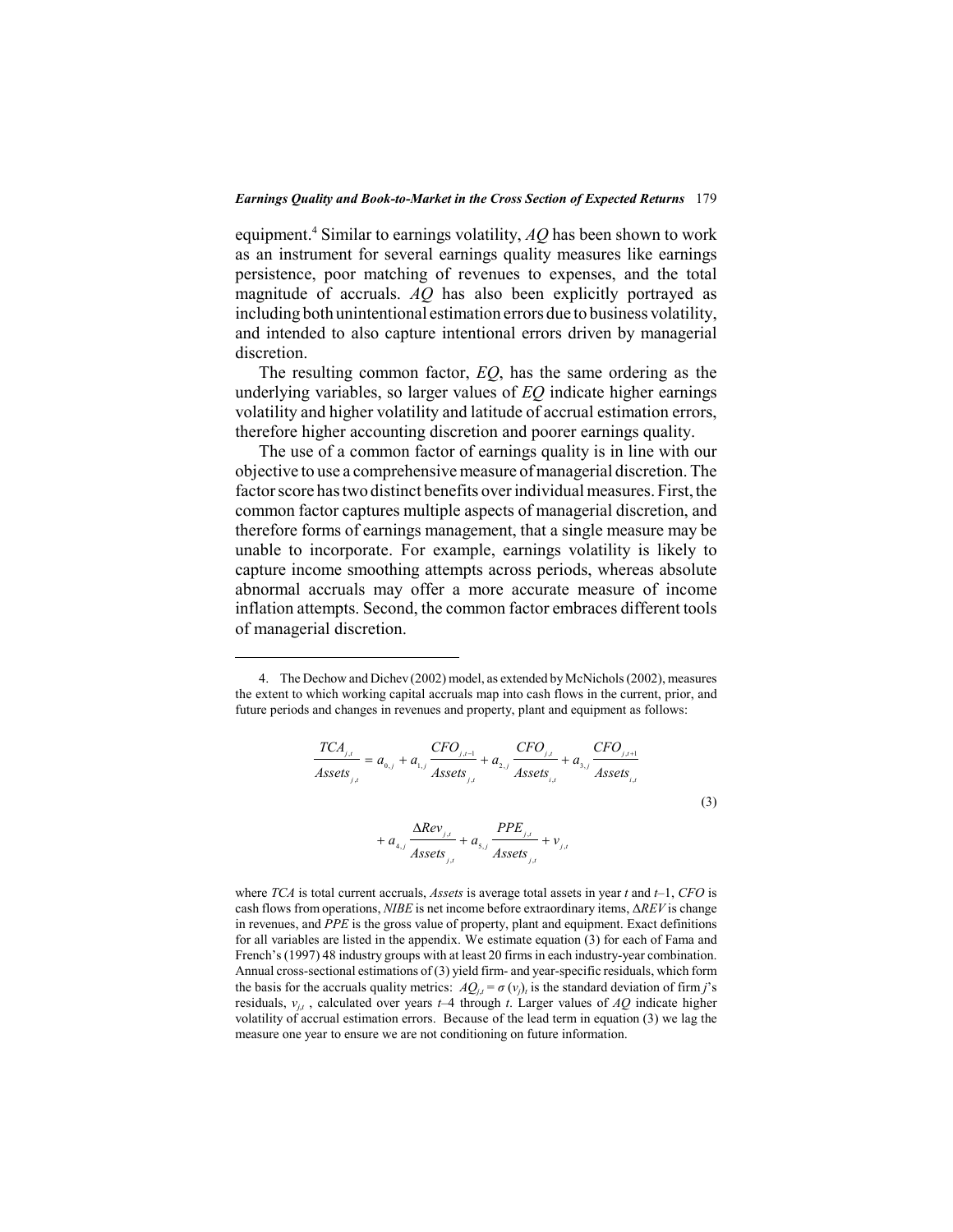equipment.[4] Similar to earnings volatility, *AQ* has been shown to work as an instrument for several earnings quality measures like earnings persistence, poor matching of revenues to expenses, and the total magnitude of accruals. *AQ* has also been explicitly portrayed as including both unintentional estimation errors due to business volatility, and intended to also capture intentional errors driven by managerial discretion.

The resulting common factor, *EQ*, has the same ordering as the underlying variables, so larger values of *EQ* indicate higher earnings volatility and higher volatility and latitude of accrual estimation errors, therefore higher accounting discretion and poorer earnings quality.

The use of a common factor of earnings quality is in line with our objective to use a comprehensive measure of managerial discretion. The factor score has two distinct benefits over individual measures. First, the common factor captures multiple aspects of managerial discretion, and therefore forms of earnings management, that a single measure may be unable to incorporate. For example, earnings volatility is likely to capture income smoothing attempts across periods, whereas absolute abnormal accruals may offer a more accurate measure of income inflation attempts. Second, the common factor embraces different tools of managerial discretion.

---

4. The Dechow and Dichev (2002) model, as extended by McNichols (2002), measures the extent to which working capital accruals map into cash flows in the current, prior, and future periods and changes in revenues and property, plant and equipment as follows:

$$\frac{TCA_{j,t}}{Assets_{j,t}} = a_{0,j} + a_{1,j}\frac{CFO_{j,t-1}}{Assets_{j,t}} + a_{2,j}\frac{CFO_{j,t}}{Assets_{i,t}} + a_{3,j}\frac{CFO_{j,t+1}}{Assets_{i,t}} + a_{4,j}\frac{\Delta Rev_{j,t}}{Assets_{j,t}} + a_{5,j}\frac{PPE_{j,t}}{Assets_{j,t}} + v_{j,t} \tag{3}$$

where *TCA* is total current accruals, *Assets* is average total assets in year $t$ and $t$–1, *CFO* is cash flows from operations, *NIBE* is net income before extraordinary items, $\Delta REV$ is change in revenues, and *PPE* is the gross value of property, plant and equipment. Exact definitions for all variables are listed in the appendix. We estimate equation (3) for each of Fama and French's (1997) 48 industry groups with at least 20 firms in each industry-year combination. Annual cross-sectional estimations of (3) yield firm- and year-specific residuals, which form the basis for the accruals quality metrics: $AQ_{j,t} = \sigma(v_j)_t$ is the standard deviation of firm $j$'s residuals, $v_{j,t}$, calculated over years $t$–4 through $t$. Larger values of *AQ* indicate higher volatility of accrual estimation errors. Because of the lead term in equation (3) we lag the measure one year to ensure we are not conditioning on future information.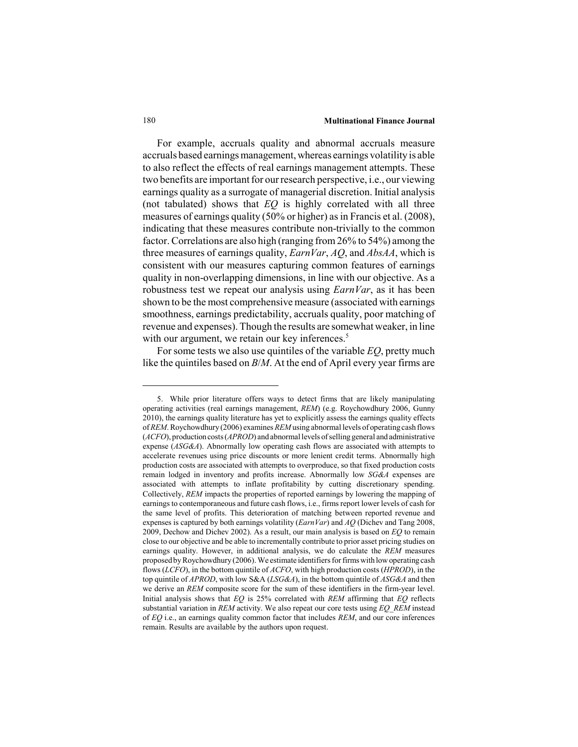For example, accruals quality and abnormal accruals measure accruals based earnings management, whereas earnings volatility is able to also reflect the effects of real earnings management attempts. These two benefits are important for our research perspective, i.e., our viewing earnings quality as a surrogate of managerial discretion. Initial analysis (not tabulated) shows that *EQ* is highly correlated with all three measures of earnings quality (50% or higher) as in Francis et al. (2008), indicating that these measures contribute non-trivially to the common factor. Correlations are also high (ranging from 26% to 54%) among the three measures of earnings quality, *EarnVar*, *AQ*, and *AbsAA*, which is consistent with our measures capturing common features of earnings quality in non-overlapping dimensions, in line with our objective. As a robustness test we repeat our analysis using *EarnVar*, as it has been shown to be the most comprehensive measure (associated with earnings smoothness, earnings predictability, accruals quality, poor matching of revenue and expenses). Though the results are somewhat weaker, in line with our argument, we retain our key inferences.[5]

For some tests we also use quintiles of the variable *EQ*, pretty much like the quintiles based on *B*/*M*. At the end of April every year firms are

---

5. While prior literature offers ways to detect firms that are likely manipulating operating activities (real earnings management, *REM*) (e.g. Roychowdhury 2006, Gunny 2010), the earnings quality literature has yet to explicitly assess the earnings quality effects of *REM*. Roychowdhury (2006) examines *REM* using abnormal levels of operating cash flows (*ACFO*), production costs (*APROD*) and abnormal levels of selling general and administrative expense (*ASG&A*). Abnormally low operating cash flows are associated with attempts to accelerate revenues using price discounts or more lenient credit terms. Abnormally high production costs are associated with attempts to overproduce, so that fixed production costs remain lodged in inventory and profits increase. Abnormally low *SG&A* expenses are associated with attempts to inflate profitability by cutting discretionary spending. Collectively, *REM* impacts the properties of reported earnings by lowering the mapping of earnings to contemporaneous and future cash flows, i.e., firms report lower levels of cash for the same level of profits. This deterioration of matching between reported revenue and expenses is captured by both earnings volatility (*EarnVar*) and *AQ* (Dichev and Tang 2008, 2009, Dechow and Dichev 2002). As a result, our main analysis is based on *EQ* to remain close to our objective and be able to incrementally contribute to prior asset pricing studies on earnings quality. However, in additional analysis, we do calculate the *REM* measures proposed by Roychowdhury (2006). We estimate identifiers for firms with low operating cash flows (*LCFO*), in the bottom quintile of *ACFO*, with high production costs (*HPROD*), in the top quintile of *APROD*, with low S&A (*LSG&A*), in the bottom quintile of *ASG&A* and then we derive an *REM* composite score for the sum of these identifiers in the firm-year level. Initial analysis shows that *EQ* is 25% correlated with *REM* affirming that *EQ* reflects substantial variation in *REM* activity. We also repeat our core tests using *EQ_REM* instead of *EQ* i.e., an earnings quality common factor that includes *REM*, and our core inferences remain. Results are available by the authors upon request.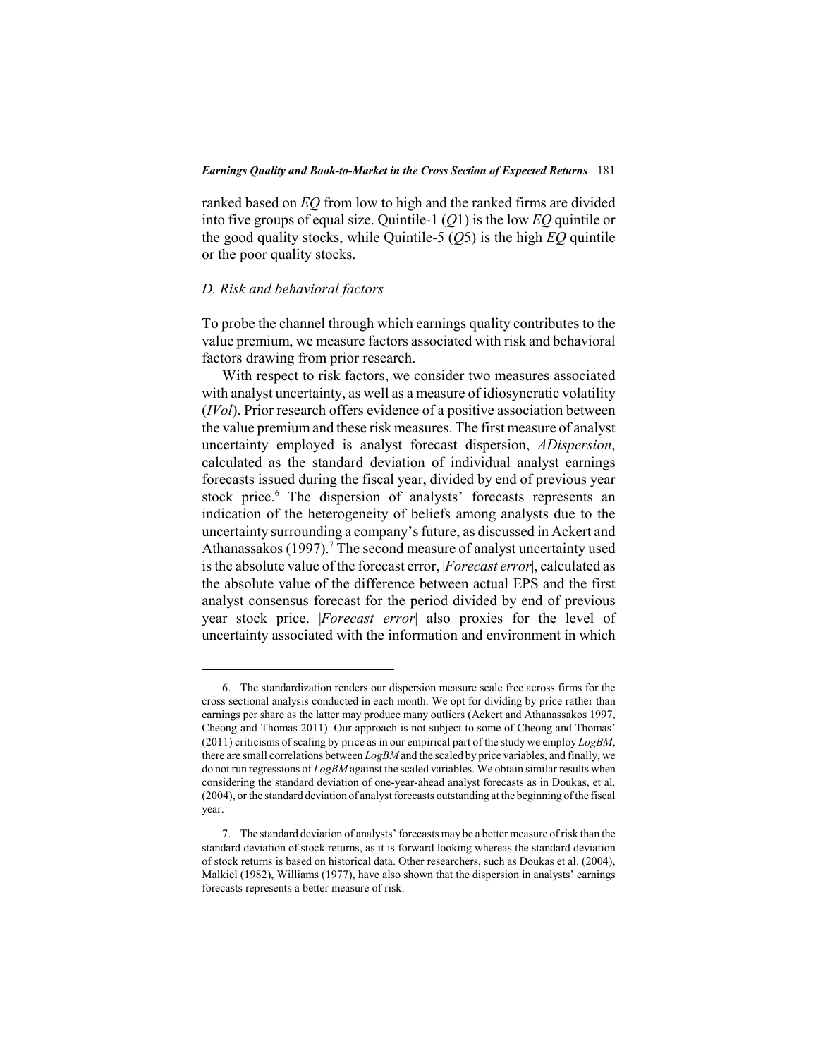ranked based on *EQ* from low to high and the ranked firms are divided into five groups of equal size. Quintile-1 (*Q*1) is the low *EQ* quintile or the good quality stocks, while Quintile-5 (*Q*5) is the high *EQ* quintile or the poor quality stocks.

### *D. Risk and behavioral factors*

To probe the channel through which earnings quality contributes to the value premium, we measure factors associated with risk and behavioral factors drawing from prior research.

With respect to risk factors, we consider two measures associated with analyst uncertainty, as well as a measure of idiosyncratic volatility (*IVol*). Prior research offers evidence of a positive association between the value premium and these risk measures. The first measure of analyst uncertainty employed is analyst forecast dispersion, *ADispersion*, calculated as the standard deviation of individual analyst earnings forecasts issued during the fiscal year, divided by end of previous year stock price.[6] The dispersion of analysts' forecasts represents an indication of the heterogeneity of beliefs among analysts due to the uncertainty surrounding a company's future, as discussed in Ackert and Athanassakos (1997).[7] The second measure of analyst uncertainty used is the absolute value of the forecast error, |*Forecast error*|, calculated as the absolute value of the difference between actual EPS and the first analyst consensus forecast for the period divided by end of previous year stock price. |*Forecast error*| also proxies for the level of uncertainty associated with the information and environment in which

---

6. The standardization renders our dispersion measure scale free across firms for the cross sectional analysis conducted in each month. We opt for dividing by price rather than earnings per share as the latter may produce many outliers (Ackert and Athanassakos 1997, Cheong and Thomas 2011). Our approach is not subject to some of Cheong and Thomas' (2011) criticisms of scaling by price as in our empirical part of the study we employ *LogBM*, there are small correlations between *LogBM* and the scaled by price variables, and finally, we do not run regressions of *LogBM* against the scaled variables. We obtain similar results when considering the standard deviation of one-year-ahead analyst forecasts as in Doukas, et al. (2004), or the standard deviation of analyst forecasts outstanding at the beginning of the fiscal year.

7. The standard deviation of analysts' forecasts may be a better measure of risk than the standard deviation of stock returns, as it is forward looking whereas the standard deviation of stock returns is based on historical data. Other researchers, such as Doukas et al. (2004), Malkiel (1982), Williams (1977), have also shown that the dispersion in analysts' earnings forecasts represents a better measure of risk.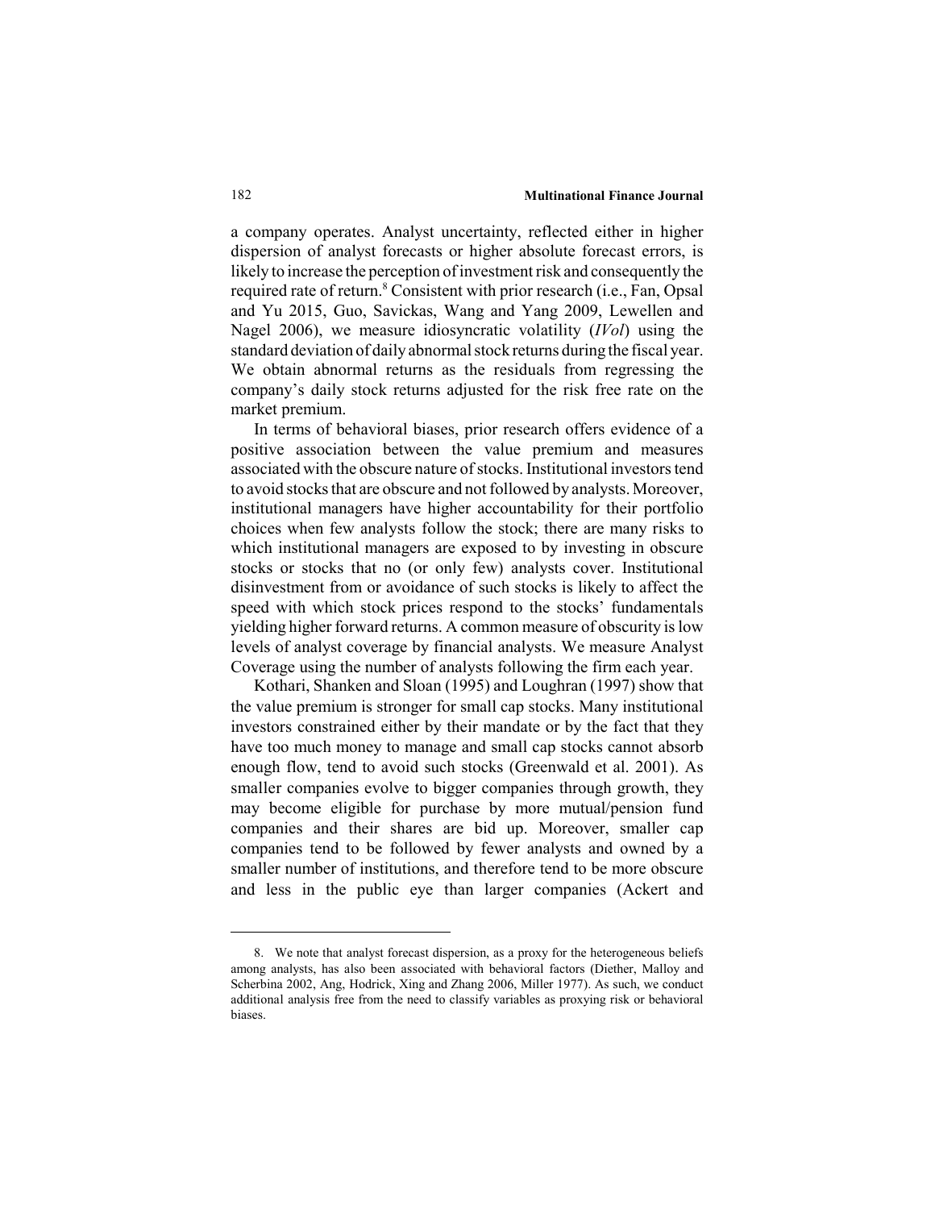a company operates. Analyst uncertainty, reflected either in higher dispersion of analyst forecasts or higher absolute forecast errors, is likely to increase the perception of investment risk and consequently the required rate of return.[8] Consistent with prior research (i.e., Fan, Opsal and Yu 2015, Guo, Savickas, Wang and Yang 2009, Lewellen and Nagel 2006), we measure idiosyncratic volatility (*IVol*) using the standard deviation of daily abnormal stock returns during the fiscal year. We obtain abnormal returns as the residuals from regressing the company's daily stock returns adjusted for the risk free rate on the market premium.

In terms of behavioral biases, prior research offers evidence of a positive association between the value premium and measures associated with the obscure nature of stocks. Institutional investors tend to avoid stocks that are obscure and not followed by analysts. Moreover, institutional managers have higher accountability for their portfolio choices when few analysts follow the stock; there are many risks to which institutional managers are exposed to by investing in obscure stocks or stocks that no (or only few) analysts cover. Institutional disinvestment from or avoidance of such stocks is likely to affect the speed with which stock prices respond to the stocks' fundamentals yielding higher forward returns. A common measure of obscurity is low levels of analyst coverage by financial analysts. We measure Analyst Coverage using the number of analysts following the firm each year.

Kothari, Shanken and Sloan (1995) and Loughran (1997) show that the value premium is stronger for small cap stocks. Many institutional investors constrained either by their mandate or by the fact that they have too much money to manage and small cap stocks cannot absorb enough flow, tend to avoid such stocks (Greenwald et al. 2001). As smaller companies evolve to bigger companies through growth, they may become eligible for purchase by more mutual/pension fund companies and their shares are bid up. Moreover, smaller cap companies tend to be followed by fewer analysts and owned by a smaller number of institutions, and therefore tend to be more obscure and less in the public eye than larger companies (Ackert and

8. We note that analyst forecast dispersion, as a proxy for the heterogeneous beliefs among analysts, has also been associated with behavioral factors (Diether, Malloy and Scherbina 2002, Ang, Hodrick, Xing and Zhang 2006, Miller 1977). As such, we conduct additional analysis free from the need to classify variables as proxying risk or behavioral biases.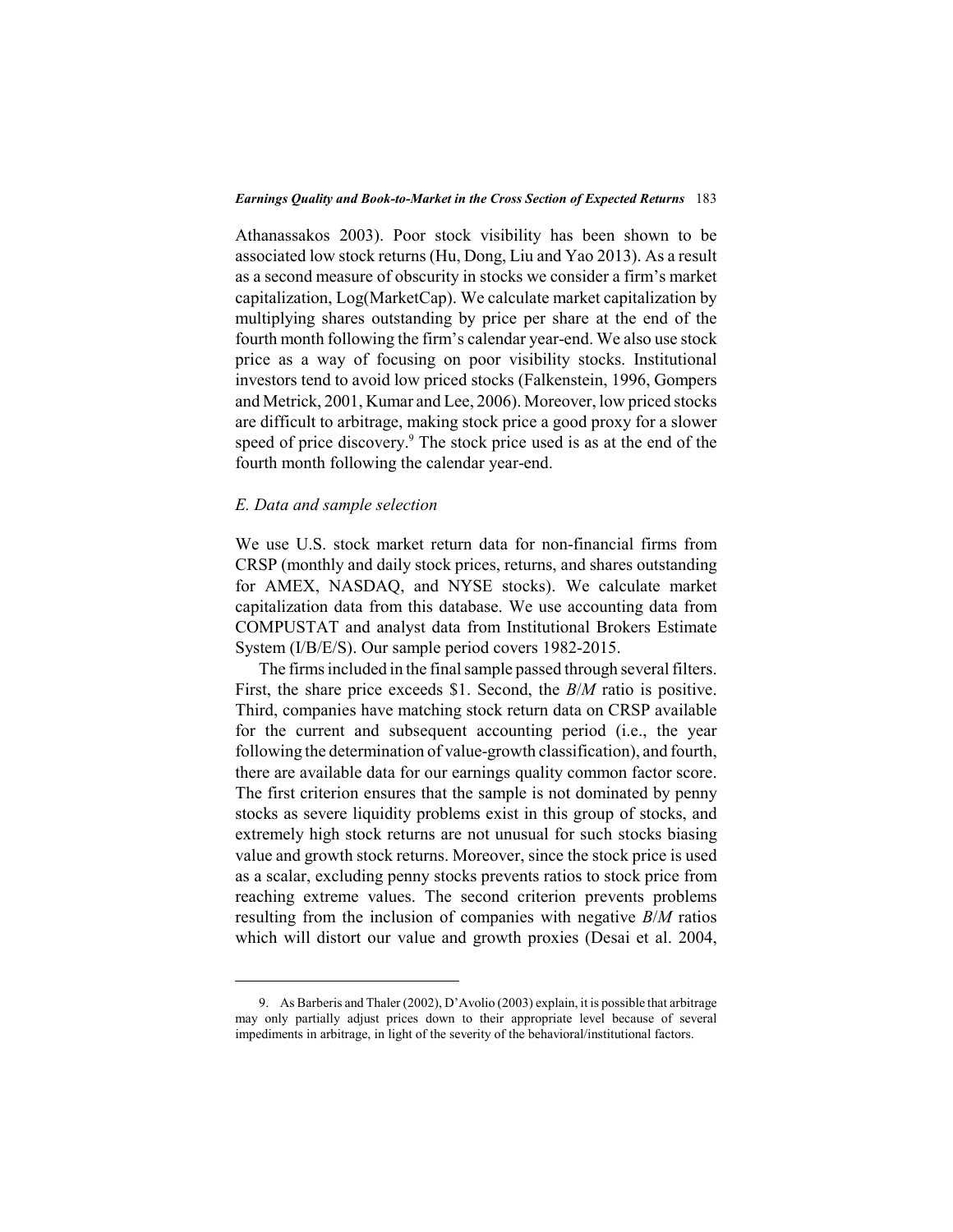Athanassakos 2003). Poor stock visibility has been shown to be associated low stock returns (Hu, Dong, Liu and Yao 2013). As a result as a second measure of obscurity in stocks we consider a firm's market capitalization, Log(MarketCap). We calculate market capitalization by multiplying shares outstanding by price per share at the end of the fourth month following the firm's calendar year-end. We also use stock price as a way of focusing on poor visibility stocks. Institutional investors tend to avoid low priced stocks (Falkenstein, 1996, Gompers and Metrick, 2001, Kumar and Lee, 2006). Moreover, low priced stocks are difficult to arbitrage, making stock price a good proxy for a slower speed of price discovery.[9] The stock price used is as at the end of the fourth month following the calendar year-end.

### *E. Data and sample selection*

We use U.S. stock market return data for non-financial firms from CRSP (monthly and daily stock prices, returns, and shares outstanding for AMEX, NASDAQ, and NYSE stocks). We calculate market capitalization data from this database. We use accounting data from COMPUSTAT and analyst data from Institutional Brokers Estimate System (I/B/E/S). Our sample period covers 1982-2015.

The firms included in the final sample passed through several filters. First, the share price exceeds \$1. Second, the *B*/*M* ratio is positive. Third, companies have matching stock return data on CRSP available for the current and subsequent accounting period (i.e., the year following the determination of value-growth classification), and fourth, there are available data for our earnings quality common factor score. The first criterion ensures that the sample is not dominated by penny stocks as severe liquidity problems exist in this group of stocks, and extremely high stock returns are not unusual for such stocks biasing value and growth stock returns. Moreover, since the stock price is used as a scalar, excluding penny stocks prevents ratios to stock price from reaching extreme values. The second criterion prevents problems resulting from the inclusion of companies with negative *B*/*M* ratios which will distort our value and growth proxies (Desai et al. 2004,

---

9. As Barberis and Thaler (2002), D'Avolio (2003) explain, it is possible that arbitrage may only partially adjust prices down to their appropriate level because of several impediments in arbitrage, in light of the severity of the behavioral/institutional factors.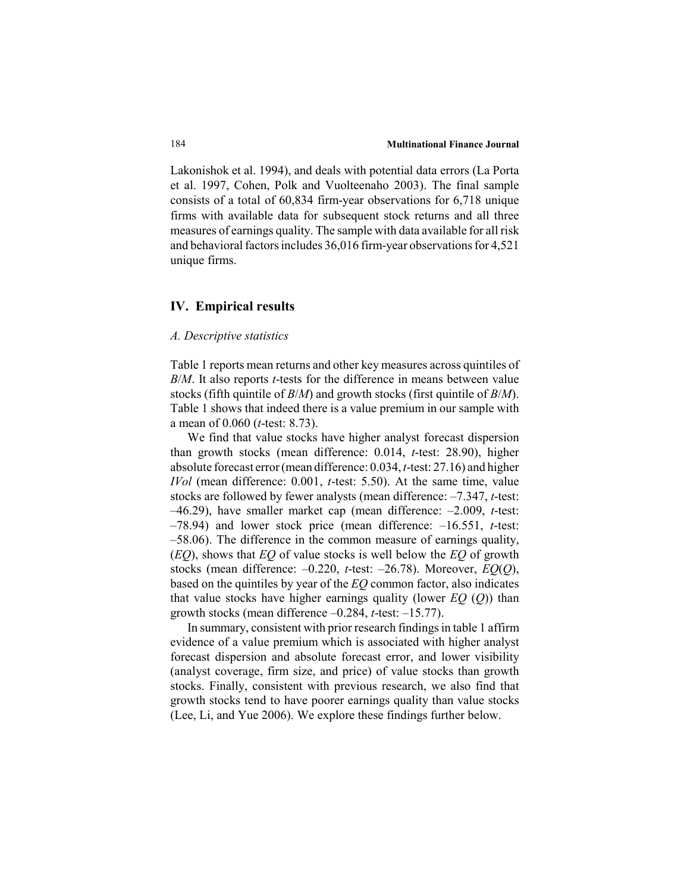Lakonishok et al. 1994), and deals with potential data errors (La Porta et al. 1997, Cohen, Polk and Vuolteenaho 2003). The final sample consists of a total of 60,834 firm-year observations for 6,718 unique firms with available data for subsequent stock returns and all three measures of earnings quality. The sample with data available for all risk and behavioral factors includes 36,016 firm-year observations for 4,521 unique firms.

## IV. Empirical results

### A. Descriptive statistics

Table 1 reports mean returns and other key measures across quintiles of *B*/*M*. It also reports *t*-tests for the difference in means between value stocks (fifth quintile of *B*/*M*) and growth stocks (first quintile of *B*/*M*). Table 1 shows that indeed there is a value premium in our sample with a mean of 0.060 (*t*-test: 8.73).

We find that value stocks have higher analyst forecast dispersion than growth stocks (mean difference: 0.014, *t*-test: 28.90), higher absolute forecast error (mean difference: 0.034, *t*-test: 27.16) and higher *IVol* (mean difference: 0.001, *t*-test: 5.50). At the same time, value stocks are followed by fewer analysts (mean difference: –7.347, *t*-test: –46.29), have smaller market cap (mean difference: –2.009, *t*-test: –78.94) and lower stock price (mean difference: –16.551, *t*-test: –58.06). The difference in the common measure of earnings quality, (*EQ*), shows that *EQ* of value stocks is well below the *EQ* of growth stocks (mean difference: –0.220, *t*-test: –26.78). Moreover, *EQ*(*Q*), based on the quintiles by year of the *EQ* common factor, also indicates that value stocks have higher earnings quality (lower *EQ* (*Q*)) than growth stocks (mean difference –0.284, *t*-test: –15.77).

In summary, consistent with prior research findings in table 1 affirm evidence of a value premium which is associated with higher analyst forecast dispersion and absolute forecast error, and lower visibility (analyst coverage, firm size, and price) of value stocks than growth stocks. Finally, consistent with previous research, we also find that growth stocks tend to have poorer earnings quality than value stocks (Lee, Li, and Yue 2006). We explore these findings further below.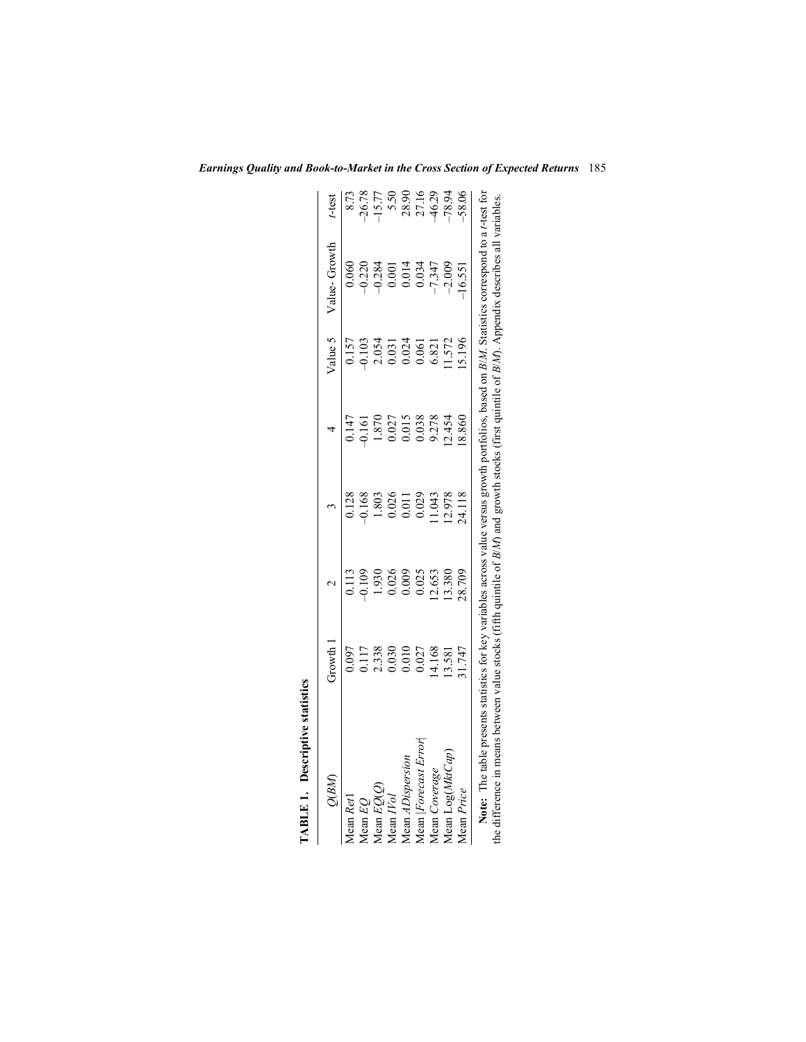**TABLE 1. Descriptive statistics**

| $Q(BM)$ | Growth 1 | 2 | 3 | 4 | Value 5 | Value- Growth | $t$-test |
|---|---|---|---|---|---|---|---|
| Mean *Ret*1 | 0.097 | 0.113 | 0.128 | 0.147 | 0.157 | 0.060 | 8.73 |
| Mean *EQ* | 0.117 | −0.109 | −0.168 | −0.161 | −0.103 | −0.220 | −26.78 |
| Mean *EQ*(*Q*) | 2.338 | 1.930 | 1.803 | 1.870 | 2.054 | −0.284 | −15.77 |
| Mean *IVol* | 0.030 | 0.026 | 0.026 | 0.027 | 0.031 | 0.001 | 5.50 |
| Mean *ADispersion* | 0.010 | 0.009 | 0.011 | 0.015 | 0.024 | 0.014 | 28.90 |
| Mean \|*Forecast Error*\| | 0.027 | 0.025 | 0.029 | 0.038 | 0.061 | 0.034 | 27.16 |
| Mean *Coverage* | 14.168 | 12.653 | 11.043 | 9.278 | 6.821 | −7.347 | −46.29 |
| Mean Log(*MktCap*) | 13.581 | 13.380 | 12.978 | 12.454 | 11.572 | −2.009 | −78.94 |
| Mean *Price* | 31.747 | 28.709 | 24.118 | 18.860 | 15.196 | −16.551 | −58.06 |

**Note:** The table presents statistics for key variables across value versus growth portfolios, based on *B*/*M*. Statistics correspond to a *t*-test for the difference in means between value stocks (fifth quintile of *B*/*M*) and growth stocks (first quintile of *B*/*M*). Appendix describes all variables.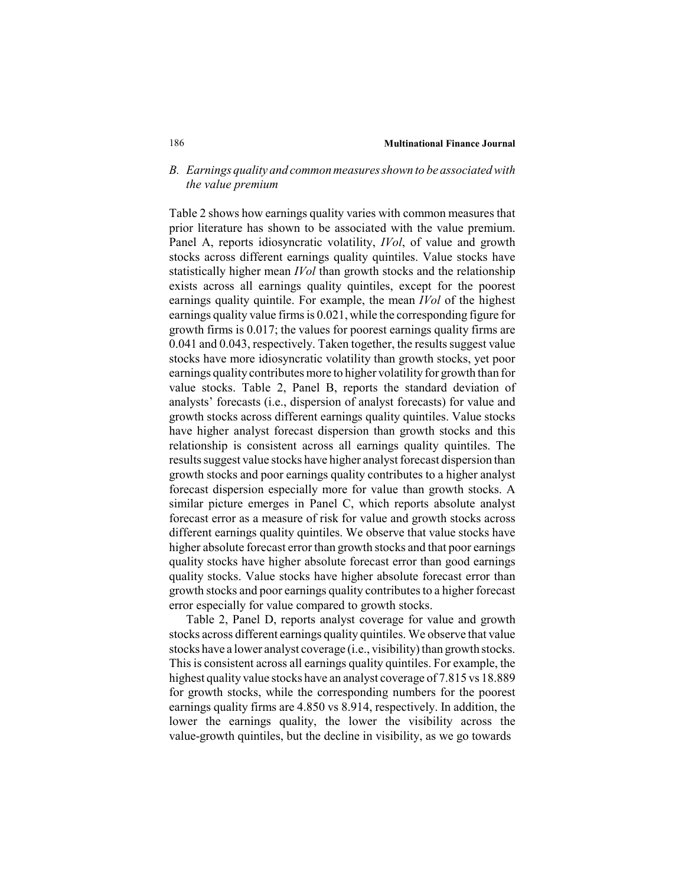### *B. Earnings quality and common measures shown to be associated with the value premium*

Table 2 shows how earnings quality varies with common measures that prior literature has shown to be associated with the value premium. Panel A, reports idiosyncratic volatility, *IVol*, of value and growth stocks across different earnings quality quintiles. Value stocks have statistically higher mean *IVol* than growth stocks and the relationship exists across all earnings quality quintiles, except for the poorest earnings quality quintile. For example, the mean *IVol* of the highest earnings quality value firms is 0.021, while the corresponding figure for growth firms is 0.017; the values for poorest earnings quality firms are 0.041 and 0.043, respectively. Taken together, the results suggest value stocks have more idiosyncratic volatility than growth stocks, yet poor earnings quality contributes more to higher volatility for growth than for value stocks. Table 2, Panel B, reports the standard deviation of analysts' forecasts (i.e., dispersion of analyst forecasts) for value and growth stocks across different earnings quality quintiles. Value stocks have higher analyst forecast dispersion than growth stocks and this relationship is consistent across all earnings quality quintiles. The results suggest value stocks have higher analyst forecast dispersion than growth stocks and poor earnings quality contributes to a higher analyst forecast dispersion especially more for value than growth stocks. A similar picture emerges in Panel C, which reports absolute analyst forecast error as a measure of risk for value and growth stocks across different earnings quality quintiles. We observe that value stocks have higher absolute forecast error than growth stocks and that poor earnings quality stocks have higher absolute forecast error than good earnings quality stocks. Value stocks have higher absolute forecast error than growth stocks and poor earnings quality contributes to a higher forecast error especially for value compared to growth stocks.

Table 2, Panel D, reports analyst coverage for value and growth stocks across different earnings quality quintiles. We observe that value stocks have a lower analyst coverage (i.e., visibility) than growth stocks. This is consistent across all earnings quality quintiles. For example, the highest quality value stocks have an analyst coverage of 7.815 vs 18.889 for growth stocks, while the corresponding numbers for the poorest earnings quality firms are 4.850 vs 8.914, respectively. In addition, the lower the earnings quality, the lower the visibility across the value-growth quintiles, but the decline in visibility, as we go towards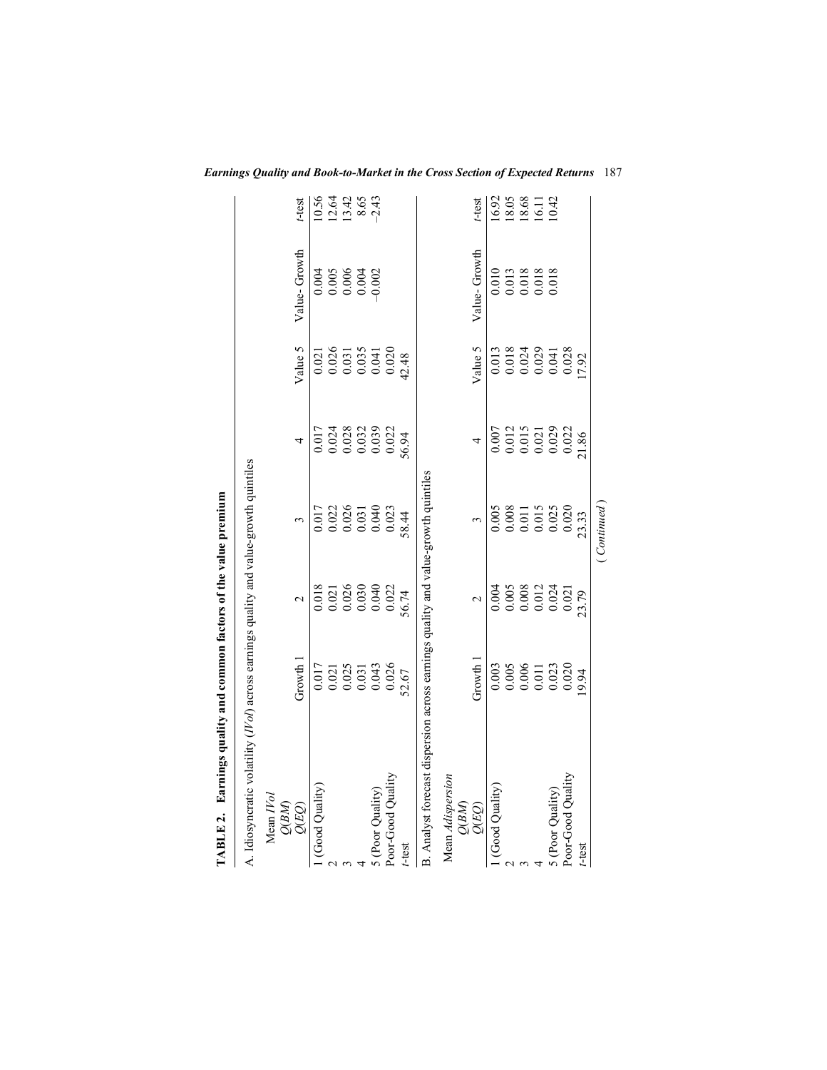**TABLE 2. Earnings quality and common factors of the value premium**

A. Idiosyncratic volatility (*IVol*) across earnings quality and value-growth quintiles

| Mean *IVol* *Q(BM)* *Q(EQ)* | Growth 1 | 2 | 3 | 4 | Value 5 | Value- Growth | *t*-test |
|---|---|---|---|---|---|---|---|
| 1 (Good Quality) | 0.017 | 0.018 | 0.017 | 0.017 | 0.021 | 0.004 | 10.56 |
| 2 | 0.021 | 0.021 | 0.022 | 0.024 | 0.026 | 0.005 | 12.64 |
| 3 | 0.025 | 0.026 | 0.026 | 0.028 | 0.031 | 0.006 | 13.42 |
| 4 | 0.031 | 0.030 | 0.031 | 0.032 | 0.035 | 0.004 | 8.65 |
| 5 (Poor Quality) | 0.043 | 0.040 | 0.040 | 0.039 | 0.041 | −0.002 | −2.43 |
| Poor-Good Quality | 0.026 | 0.022 | 0.023 | 0.022 | 0.020 | | |
| *t*-test | 52.67 | 56.74 | 58.44 | 56.94 | 42.48 | | |

B. Analyst forecast dispersion across earnings quality and value-growth quintiles

| Mean *Adispersion* *Q(BM)* *Q(EQ)* | Growth 1 | 2 | 3 | 4 | Value 5 | Value- Growth | *t*-test |
|---|---|---|---|---|---|---|---|
| 1 (Good Quality) | 0.003 | 0.004 | 0.005 | 0.007 | 0.013 | 0.010 | 16.92 |
| 2 | 0.005 | 0.005 | 0.008 | 0.012 | 0.018 | 0.013 | 18.05 |
| 3 | 0.006 | 0.008 | 0.011 | 0.015 | 0.024 | 0.018 | 18.68 |
| 4 | 0.011 | 0.012 | 0.015 | 0.021 | 0.029 | 0.018 | 16.11 |
| 5 (Poor Quality) | 0.023 | 0.024 | 0.025 | 0.029 | 0.041 | 0.018 | 10.42 |
| Poor-Good Quality | 0.020 | 0.021 | 0.020 | 0.022 | 0.028 | | |
| *t*-test | 19.94 | 23.79 | 23.33 | 21.86 | 17.92 | | |

*(Continued)*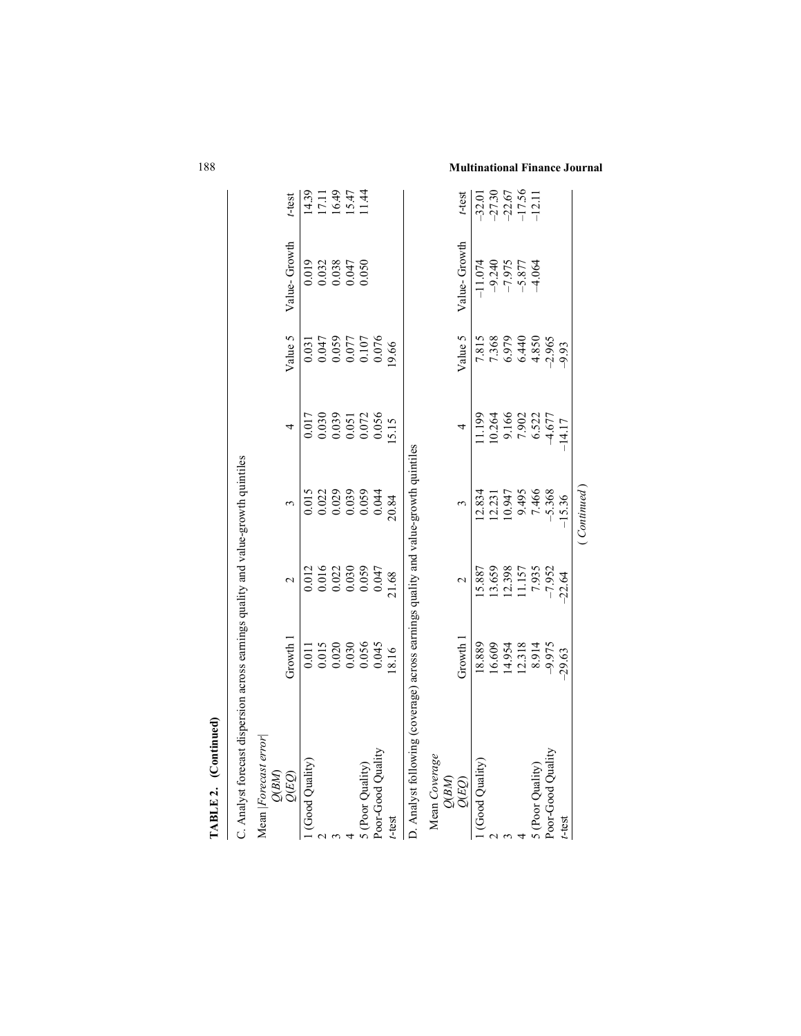**TABLE 2. (Continued)**

C. Analyst forecast dispersion across earnings quality and value-growth quintiles

| Mean \|*Forecast error*\| *Q*(*BM*) *Q*(*EQ*) | Growth 1 | 2 | 3 | 4 | Value 5 | Value- Growth | *t*-test |
|---|---|---|---|---|---|---|---|
| 1 (Good Quality) | 0.011 | 0.012 | 0.015 | 0.017 | 0.031 | 0.019 | 14.39 |
| 2 | 0.015 | 0.016 | 0.022 | 0.030 | 0.047 | 0.032 | 17.11 |
| 3 | 0.020 | 0.022 | 0.029 | 0.039 | 0.059 | 0.038 | 16.49 |
| 4 | 0.030 | 0.030 | 0.039 | 0.051 | 0.077 | 0.047 | 15.47 |
| 5 (Poor Quality) | 0.056 | 0.059 | 0.059 | 0.072 | 0.107 | 0.050 | 11.44 |
| Poor-Good Quality | 0.045 | 0.047 | 0.044 | 0.056 | 0.076 | | |
| *t*-test | 18.16 | 21.68 | 20.84 | 15.15 | 19.66 | | |

D. Analyst following (coverage) across earnings quality and value-growth quintiles

| Mean *Coverage* *Q*(*BM*) *Q*(*EQ*) | Growth 1 | 2 | 3 | 4 | Value 5 | Value- Growth | *t*-test |
|---|---|---|---|---|---|---|---|
| 1 (Good Quality) | 18.889 | 15.887 | 12.834 | 11.199 | 7.815 | –11.074 | –32.01 |
| 2 | 16.609 | 13.659 | 12.231 | 10.264 | 7.368 | –9.240 | –27.30 |
| 3 | 14.954 | 12.398 | 10.947 | 9.166 | 6.979 | –7.975 | –22.67 |
| 4 | 12.318 | 11.157 | 9.495 | 7.902 | 6.440 | –5.877 | –17.56 |
| 5 (Poor Quality) | 8.914 | 7.935 | 7.466 | 6.522 | 4.850 | –4.064 | –12.11 |
| Poor-Good Quality | –9.975 | –7.952 | –5.368 | –4.677 | –2.965 | | |
| *t*-test | –29.63 | –22.64 | –15.36 | –14.17 | –9.93 | | |

(*Continued*)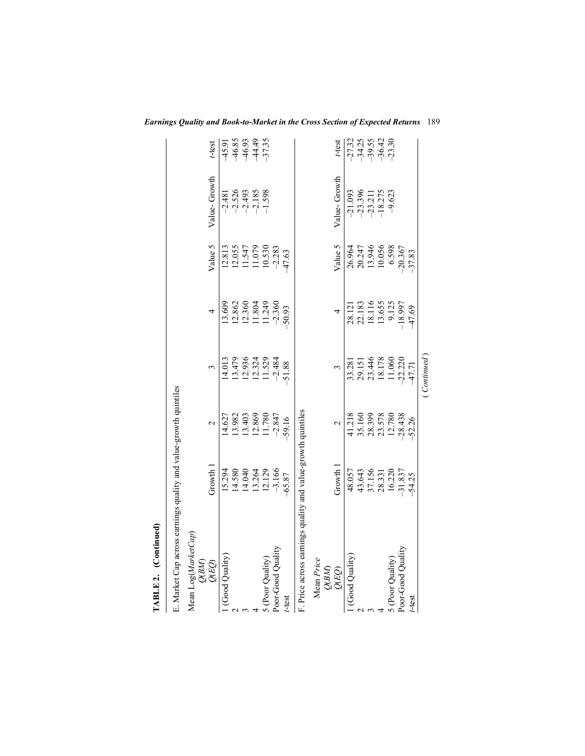**TABLE 2. (Continued)**

E. Market Cap across earnings quality and value-growth quintiles

| Mean Log(*MarketCap*) *Q*(*BM*) *Q*(*EQ*) | Growth 1 | 2 | 3 | 4 | Value 5 | Value- Growth | *t*-test |
|---|---|---|---|---|---|---|---|
| 1 (Good Quality) | 15.294 | 14.627 | 14.013 | 13.609 | 12.813 | −2.481 | −45.91 |
| 2 | 14.580 | 13.982 | 13.479 | 12.862 | 12.055 | −2.526 | −46.85 |
| 3 | 14.040 | 13.403 | 12.936 | 12.360 | 11.547 | −2.493 | −46.93 |
| 4 | 13.264 | 12.869 | 12.324 | 11.804 | 11.079 | −2.185 | −44.49 |
| 5 (Poor Quality) | 12.129 | 11.780 | 11.529 | 11.249 | 10.530 | −1.598 | −37.35 |
| Poor-Good Quality | −3.166 | −2.847 | −2.484 | −2.360 | −2.283 | | |
| *t*-test | −65.87 | −59.16 | −51.88 | −50.93 | −47.63 | | |

F. Price across earnings quality and value-growth quintiles

| Mean *Price* *Q*(*BM*) *Q*(*EQ*) | Growth 1 | 2 | 3 | 4 | Value 5 | Value- Growth | *t*-test |
|---|---|---|---|---|---|---|---|
| 1 (Good Quality) | 48.057 | 41.218 | 33.281 | 28.121 | 26.964 | −21.093 | −27.32 |
| 2 | 43.643 | 35.160 | 29.151 | 22.183 | 20.247 | −23.396 | −34.25 |
| 3 | 37.156 | 28.399 | 23.446 | 18.116 | 13.946 | −23.211 | −39.55 |
| 4 | 28.331 | 23.578 | 18.178 | 13.655 | 10.056 | −18.275 | −36.42 |
| 5 (Poor Quality) | 16.220 | 12.780 | 11.060 | 9.125 | 6.598 | −9.623 | −23.30 |
| Poor-Good Quality | −31.837 | −28.438 | −22.220 | −18.997 | −20.367 | | |
| *t*-test | −54.25 | −52.26 | −47.71 | −47.69 | −37.83 | | |

(*Continued*)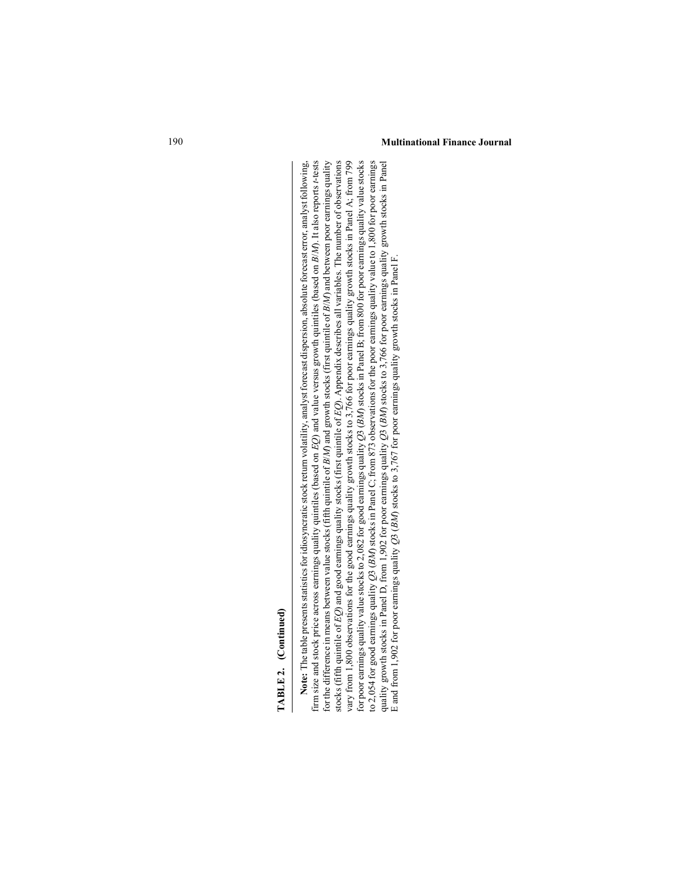**TABLE 2. (Continued)**

**Note:** The table presents statistics for idiosyncratic stock return volatility, analyst forecast dispersion, absolute forecast error, analyst following, firm size and stock price across earnings quality quintiles (based on *EQ*) and value versus growth quintiles (based on *B/M*). It also reports *t*-tests for the difference in means between value stocks (fifth quintile of *B/M*) and growth stocks (first quintile of *B/M*) and between poor earnings quality stocks (fifth quintile of *EQ*) and good earnings quality stocks (first quintile of *EQ*). Appendix describes all variables. The number of observations vary from 1,800 observations for the good earnings quality growth stocks to 3,766 for poor earnings quality growth stocks in Panel A; from 799 for poor earnings quality value stocks to 2,082 for good earnings quality *Q3* (*BM*) stocks in Panel B; from 800 for poor earnings quality value stocks to 2,054 for good earnings quality *Q3* (*BM*) stocks in Panel C; from 873 observations for the poor earnings quality value to 1,800 for poor earnings quality growth stocks in Panel D, from 1,902 for poor earnings quality *Q3* (*BM*) stocks to 3,766 for poor earnings quality growth stocks in Panel E and from 1,902 for poor earnings quality *Q3* (*BM*) stocks to 3,767 for poor earnings quality growth stocks in Panel F.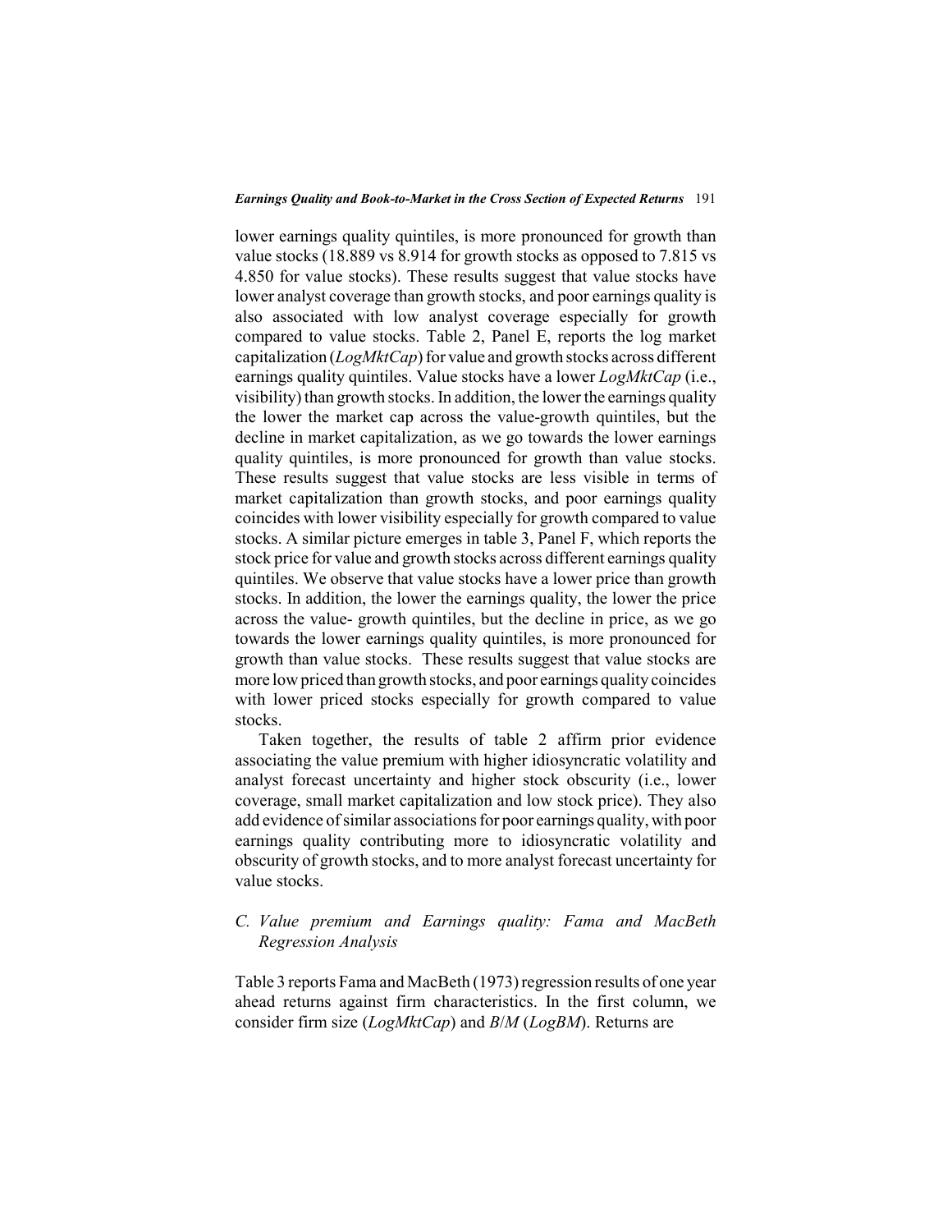lower earnings quality quintiles, is more pronounced for growth than value stocks (18.889 vs 8.914 for growth stocks as opposed to 7.815 vs 4.850 for value stocks). These results suggest that value stocks have lower analyst coverage than growth stocks, and poor earnings quality is also associated with low analyst coverage especially for growth compared to value stocks. Table 2, Panel E, reports the log market capitalization (*LogMktCap*) for value and growth stocks across different earnings quality quintiles. Value stocks have a lower *LogMktCap* (i.e., visibility) than growth stocks. In addition, the lower the earnings quality the lower the market cap across the value-growth quintiles, but the decline in market capitalization, as we go towards the lower earnings quality quintiles, is more pronounced for growth than value stocks. These results suggest that value stocks are less visible in terms of market capitalization than growth stocks, and poor earnings quality coincides with lower visibility especially for growth compared to value stocks. A similar picture emerges in table 3, Panel F, which reports the stock price for value and growth stocks across different earnings quality quintiles. We observe that value stocks have a lower price than growth stocks. In addition, the lower the earnings quality, the lower the price across the value- growth quintiles, but the decline in price, as we go towards the lower earnings quality quintiles, is more pronounced for growth than value stocks. These results suggest that value stocks are more low priced than growth stocks, and poor earnings quality coincides with lower priced stocks especially for growth compared to value stocks.

Taken together, the results of table 2 affirm prior evidence associating the value premium with higher idiosyncratic volatility and analyst forecast uncertainty and higher stock obscurity (i.e., lower coverage, small market capitalization and low stock price). They also add evidence of similar associations for poor earnings quality, with poor earnings quality contributing more to idiosyncratic volatility and obscurity of growth stocks, and to more analyst forecast uncertainty for value stocks.

### *C. Value premium and Earnings quality: Fama and MacBeth Regression Analysis*

Table 3 reports Fama and MacBeth (1973) regression results of one year ahead returns against firm characteristics. In the first column, we consider firm size (*LogMktCap*) and *B*/*M* (*LogBM*). Returns are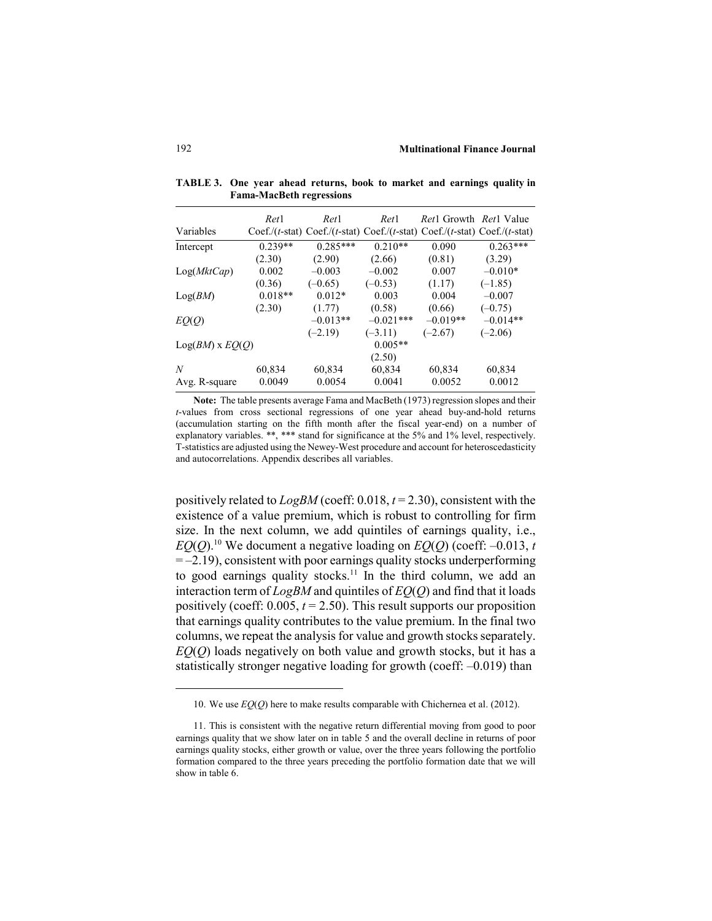**TABLE 3. One year ahead returns, book to market and earnings quality in Fama-MacBeth regressions**

| Variables | *Ret*1 Coef./(*t*-stat) | *Ret*1 Coef./(*t*-stat) | *Ret*1 Coef./(*t*-stat) | *Ret*1 Growth Coef./(*t*-stat) | *Ret*1 Value Coef./(*t*-stat) |
|---|---|---|---|---|---|
| Intercept | 0.239** | 0.285*** | 0.210** | 0.090 | 0.263*** |
| | (2.30) | (2.90) | (2.66) | (0.81) | (3.29) |
| Log(*MktCap*) | 0.002 | –0.003 | –0.002 | 0.007 | –0.010* |
| | (0.36) | (–0.65) | (–0.53) | (1.17) | (–1.85) |
| Log(*BM*) | 0.018** | 0.012* | 0.003 | 0.004 | –0.007 |
| | (2.30) | (1.77) | (0.58) | (0.66) | (–0.75) |
| *EQ*(*Q*) | | –0.013** | –0.021*** | –0.019** | –0.014** |
| | | (–2.19) | (–3.11) | (–2.67) | (–2.06) |
| Log(*BM*) x *EQ*(*Q*) | | | 0.005** | | |
| | | | (2.50) | | |
| *N* | 60,834 | 60,834 | 60,834 | 60,834 | 60,834 |
| Avg. R-square | 0.0049 | 0.0054 | 0.0041 | 0.0052 | 0.0012 |

**Note:** The table presents average Fama and MacBeth (1973) regression slopes and their *t*-values from cross sectional regressions of one year ahead buy-and-hold returns (accumulation starting on the fifth month after the fiscal year-end) on a number of explanatory variables. **, *** stand for significance at the 5% and 1% level, respectively. T-statistics are adjusted using the Newey-West procedure and account for heteroscedasticity and autocorrelations. Appendix describes all variables.

positively related to *LogBM* (coeff: 0.018, $t = 2.30$), consistent with the existence of a value premium, which is robust to controlling for firm size. In the next column, we add quintiles of earnings quality, i.e., *EQ*(*Q*).[10] We document a negative loading on *EQ*(*Q*) (coeff: –0.013, $t = -2.19$), consistent with poor earnings quality stocks underperforming to good earnings quality stocks.[11] In the third column, we add an interaction term of *LogBM* and quintiles of *EQ*(*Q*) and find that it loads positively (coeff: 0.005, $t = 2.50$). This result supports our proposition that earnings quality contributes to the value premium. In the final two columns, we repeat the analysis for value and growth stocks separately. *EQ*(*Q*) loads negatively on both value and growth stocks, but it has a statistically stronger negative loading for growth (coeff: –0.019) than

10. We use *EQ*(*Q*) here to make results comparable with Chichernea et al. (2012).

11. This is consistent with the negative return differential moving from good to poor earnings quality that we show later on in table 5 and the overall decline in returns of poor earnings quality stocks, either growth or value, over the three years following the portfolio formation compared to the three years preceding the portfolio formation date that we will show in table 6.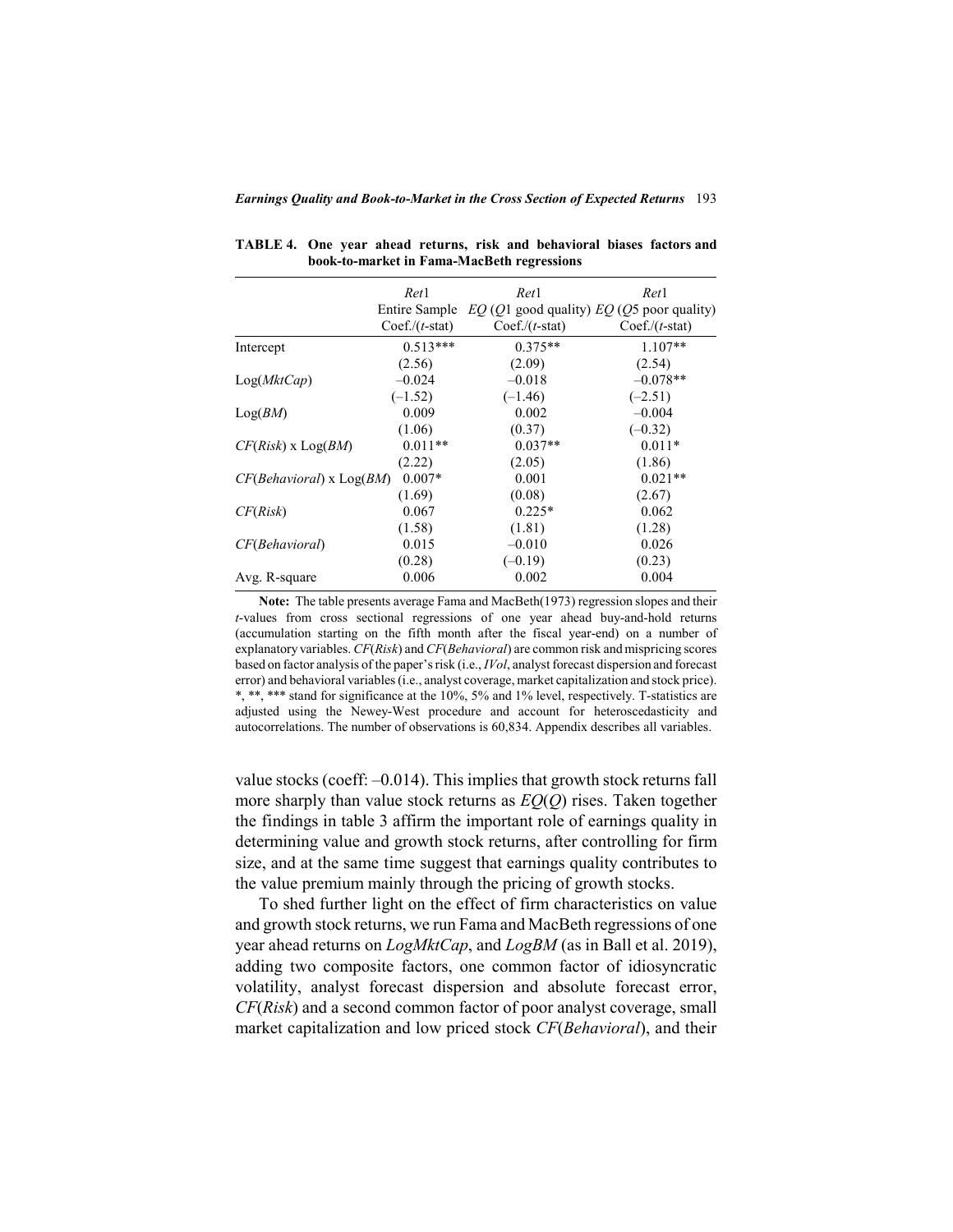**TABLE 4. One year ahead returns, risk and behavioral biases factors and book-to-market in Fama-MacBeth regressions**

| | *Ret*1 | *Ret*1 | *Ret*1 |
|---|---|---|---|
| | Entire Sample | *EQ* (*Q*1 good quality) | *EQ* (*Q*5 poor quality) |
| | Coef./(*t*-stat) | Coef./(*t*-stat) | Coef./(*t*-stat) |
| Intercept | 0.513*** | 0.375** | 1.107** |
| | (2.56) | (2.09) | (2.54) |
| Log(*MktCap*) | –0.024 | –0.018 | –0.078** |
| | (–1.52) | (–1.46) | (–2.51) |
| Log(*BM*) | 0.009 | 0.002 | –0.004 |
| | (1.06) | (0.37) | (–0.32) |
| *CF*(*Risk*) x Log(*BM*) | 0.011** | 0.037** | 0.011* |
| | (2.22) | (2.05) | (1.86) |
| *CF*(*Behavioral*) x Log(*BM*) | 0.007* | 0.001 | 0.021** |
| | (1.69) | (0.08) | (2.67) |
| *CF*(*Risk*) | 0.067 | 0.225* | 0.062 |
| | (1.58) | (1.81) | (1.28) |
| *CF*(*Behavioral*) | 0.015 | –0.010 | 0.026 |
| | (0.28) | (–0.19) | (0.23) |
| Avg. R-square | 0.006 | 0.002 | 0.004 |

**Note:** The table presents average Fama and MacBeth(1973) regression slopes and their *t*-values from cross sectional regressions of one year ahead buy-and-hold returns (accumulation starting on the fifth month after the fiscal year-end) on a number of explanatory variables. *CF*(*Risk*) and *CF*(*Behavioral*) are common risk and mispricing scores based on factor analysis of the paper's risk (i.e., *IVol*, analyst forecast dispersion and forecast error) and behavioral variables (i.e., analyst coverage, market capitalization and stock price). *, **, *** stand for significance at the 10%, 5% and 1% level, respectively. T-statistics are adjusted using the Newey-West procedure and account for heteroscedasticity and autocorrelations. The number of observations is 60,834. Appendix describes all variables.

value stocks (coeff: –0.014). This implies that growth stock returns fall more sharply than value stock returns as *EQ*(*Q*) rises. Taken together the findings in table 3 affirm the important role of earnings quality in determining value and growth stock returns, after controlling for firm size, and at the same time suggest that earnings quality contributes to the value premium mainly through the pricing of growth stocks.

To shed further light on the effect of firm characteristics on value and growth stock returns, we run Fama and MacBeth regressions of one year ahead returns on *LogMktCap*, and *LogBM* (as in Ball et al. 2019), adding two composite factors, one common factor of idiosyncratic volatility, analyst forecast dispersion and absolute forecast error, *CF*(*Risk*) and a second common factor of poor analyst coverage, small market capitalization and low priced stock *CF*(*Behavioral*), and their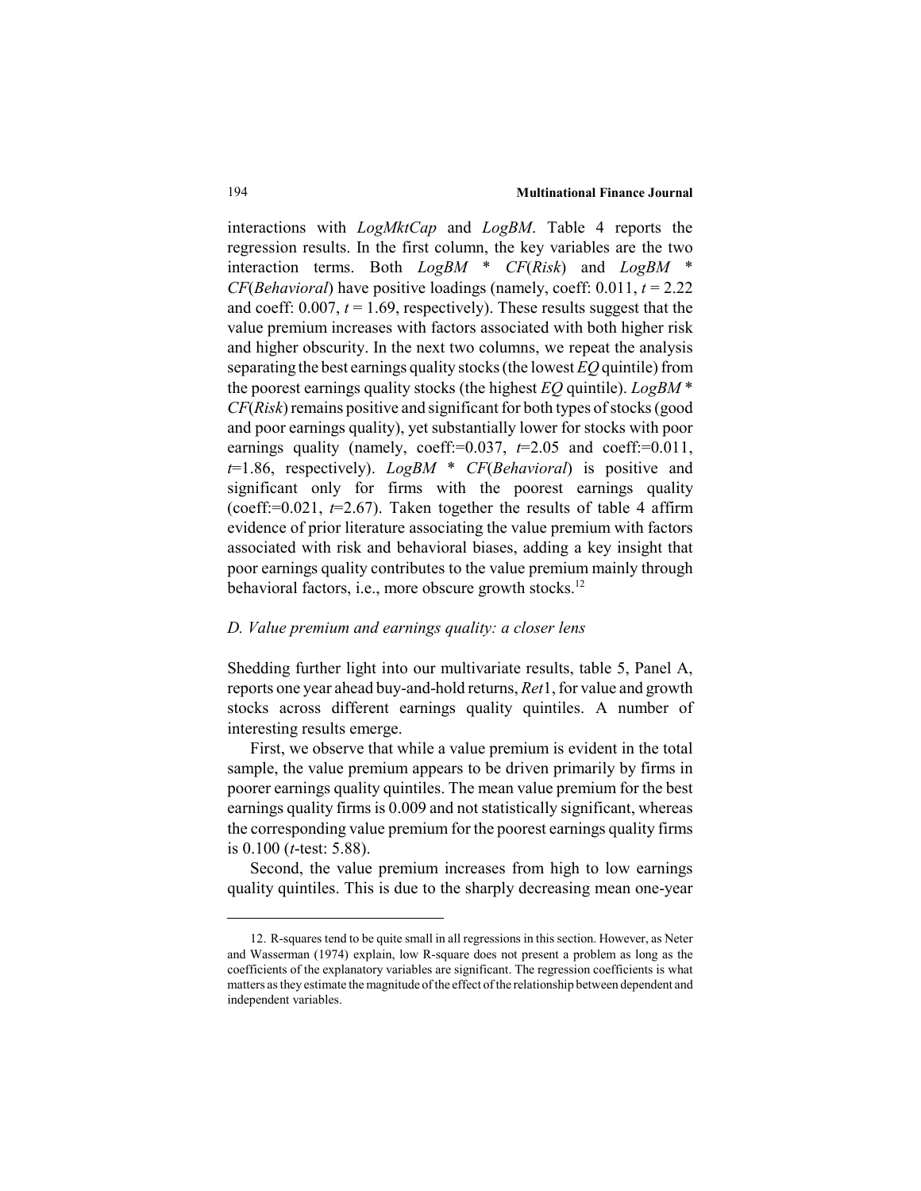interactions with *LogMktCap* and *LogBM*. Table 4 reports the regression results. In the first column, the key variables are the two interaction terms. Both *LogBM* * *CF*(*Risk*) and *LogBM* * *CF*(*Behavioral*) have positive loadings (namely, coeff: 0.011, $t = 2.22$ and coeff: 0.007, $t = 1.69$, respectively). These results suggest that the value premium increases with factors associated with both higher risk and higher obscurity. In the next two columns, we repeat the analysis separating the best earnings quality stocks (the lowest *EQ* quintile) from the poorest earnings quality stocks (the highest *EQ* quintile). *LogBM* * *CF*(*Risk*) remains positive and significant for both types of stocks (good and poor earnings quality), yet substantially lower for stocks with poor earnings quality (namely, coeff:=0.037, $t$=2.05 and coeff:=0.011, $t$=1.86, respectively). *LogBM* * *CF*(*Behavioral*) is positive and significant only for firms with the poorest earnings quality (coeff:=0.021, $t$=2.67). Taken together the results of table 4 affirm evidence of prior literature associating the value premium with factors associated with risk and behavioral biases, adding a key insight that poor earnings quality contributes to the value premium mainly through behavioral factors, i.e., more obscure growth stocks.[12]

### *D. Value premium and earnings quality: a closer lens*

Shedding further light into our multivariate results, table 5, Panel A, reports one year ahead buy-and-hold returns, *Ret*1, for value and growth stocks across different earnings quality quintiles. A number of interesting results emerge.

First, we observe that while a value premium is evident in the total sample, the value premium appears to be driven primarily by firms in poorer earnings quality quintiles. The mean value premium for the best earnings quality firms is 0.009 and not statistically significant, whereas the corresponding value premium for the poorest earnings quality firms is 0.100 (*t*-test: 5.88).

Second, the value premium increases from high to low earnings quality quintiles. This is due to the sharply decreasing mean one-year

---

12. R-squares tend to be quite small in all regressions in this section. However, as Neter and Wasserman (1974) explain, low R-square does not present a problem as long as the coefficients of the explanatory variables are significant. The regression coefficients is what matters as they estimate the magnitude of the effect of the relationship between dependent and independent variables.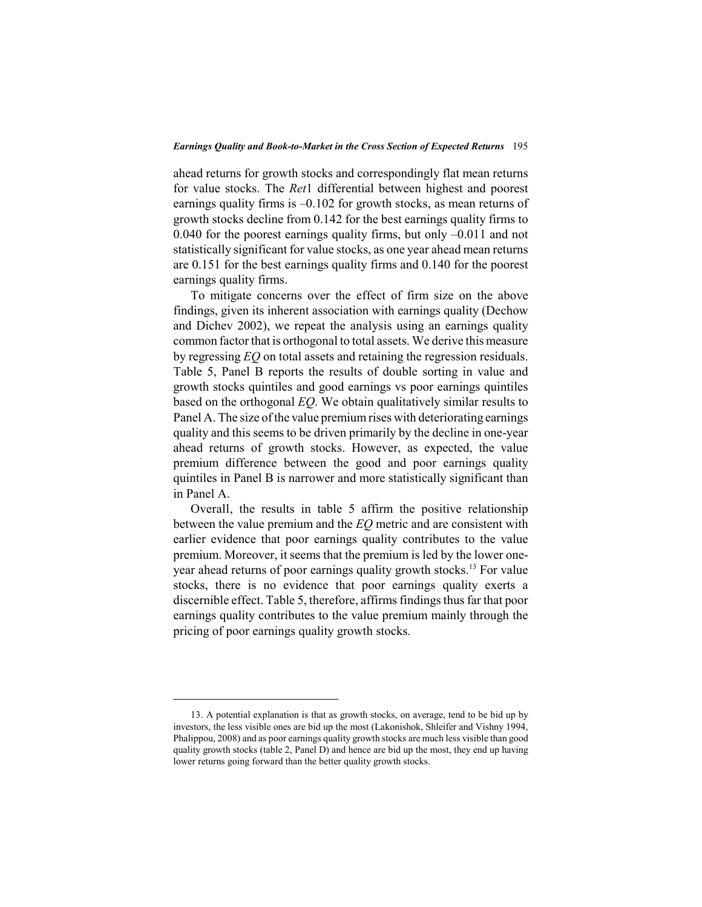ahead returns for growth stocks and correspondingly flat mean returns for value stocks. The *Ret*1 differential between highest and poorest earnings quality firms is –0.102 for growth stocks, as mean returns of growth stocks decline from 0.142 for the best earnings quality firms to 0.040 for the poorest earnings quality firms, but only –0.011 and not statistically significant for value stocks, as one year ahead mean returns are 0.151 for the best earnings quality firms and 0.140 for the poorest earnings quality firms.

To mitigate concerns over the effect of firm size on the above findings, given its inherent association with earnings quality (Dechow and Dichev 2002), we repeat the analysis using an earnings quality common factor that is orthogonal to total assets. We derive this measure by regressing *EQ* on total assets and retaining the regression residuals. Table 5, Panel B reports the results of double sorting in value and growth stocks quintiles and good earnings vs poor earnings quintiles based on the orthogonal *EQ*. We obtain qualitatively similar results to Panel A. The size of the value premium rises with deteriorating earnings quality and this seems to be driven primarily by the decline in one-year ahead returns of growth stocks. However, as expected, the value premium difference between the good and poor earnings quality quintiles in Panel B is narrower and more statistically significant than in Panel A.

Overall, the results in table 5 affirm the positive relationship between the value premium and the *EQ* metric and are consistent with earlier evidence that poor earnings quality contributes to the value premium. Moreover, it seems that the premium is led by the lower one-year ahead returns of poor earnings quality growth stocks.[13] For value stocks, there is no evidence that poor earnings quality exerts a discernible effect. Table 5, therefore, affirms findings thus far that poor earnings quality contributes to the value premium mainly through the pricing of poor earnings quality growth stocks.

---

13. A potential explanation is that as growth stocks, on average, tend to be bid up by investors, the less visible ones are bid up the most (Lakonishok, Shleifer and Vishny 1994, Phalippou, 2008) and as poor earnings quality growth stocks are much less visible than good quality growth stocks (table 2, Panel D) and hence are bid up the most, they end up having lower returns going forward than the better quality growth stocks.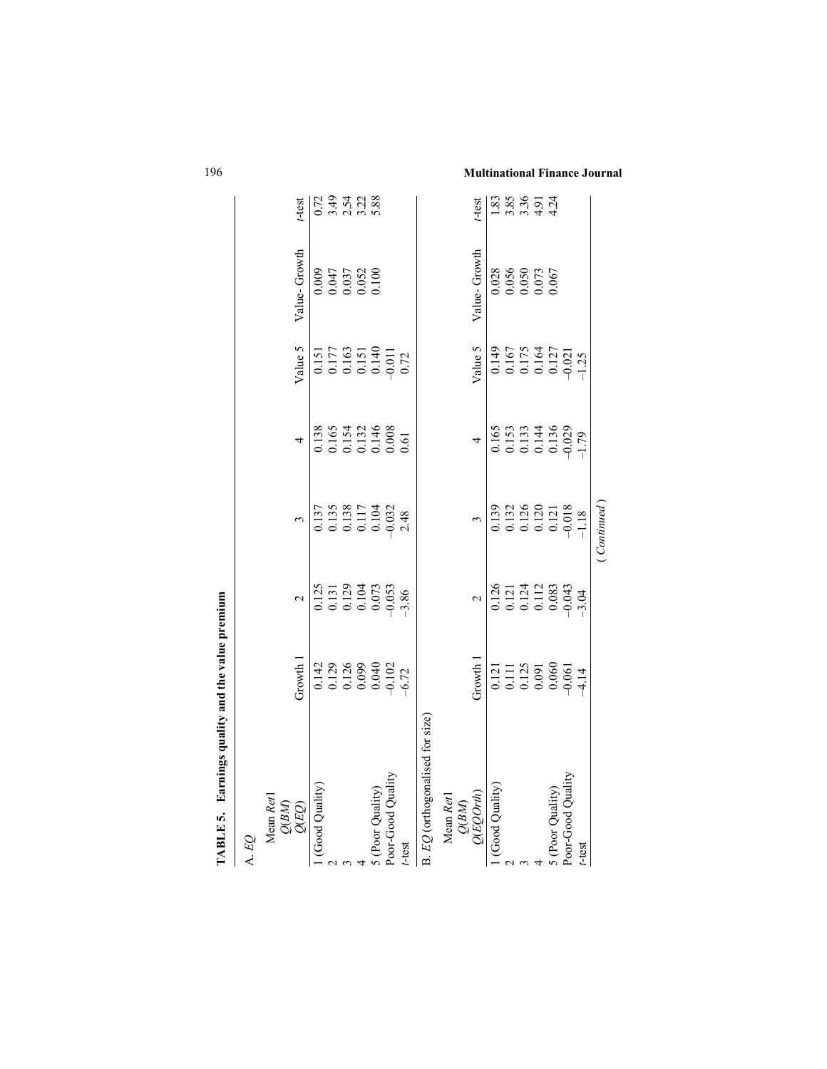**TABLE 5. Earnings quality and the value premium**

A. *EQ*

| Mean *Ret*1 *Q(BM)* *Q(EQ)* | Growth 1 | 2 | 3 | 4 | Value 5 | Value- Growth | *t*-test |
|---|---|---|---|---|---|---|---|
| 1 (Good Quality) | 0.142 | 0.125 | 0.137 | 0.138 | 0.151 | 0.009 | 0.72 |
| 2 | 0.129 | 0.131 | 0.135 | 0.165 | 0.177 | 0.047 | 3.49 |
| 3 | 0.126 | 0.129 | 0.138 | 0.154 | 0.163 | 0.037 | 2.54 |
| 4 | 0.099 | 0.104 | 0.117 | 0.132 | 0.151 | 0.052 | 3.22 |
| 5 (Poor Quality) | 0.040 | 0.073 | 0.104 | 0.146 | 0.140 | 0.100 | 5.88 |
| Poor-Good Quality | −0.102 | −0.053 | −0.032 | 0.008 | −0.011 | | |
| *t*-test | −6.72 | −3.86 | 2.48 | 0.61 | 0.72 | | |

B. *EQ* (orthogonalised for size)

| Mean *Ret*1 *Q(BM)* *Q(EQOrth)* | Growth 1 | 2 | 3 | 4 | Value 5 | Value- Growth | *t*-test |
|---|---|---|---|---|---|---|---|
| 1 (Good Quality) | 0.121 | 0.126 | 0.139 | 0.165 | 0.149 | 0.028 | 1.83 |
| 2 | 0.111 | 0.121 | 0.132 | 0.153 | 0.167 | 0.056 | 3.85 |
| 3 | 0.125 | 0.124 | 0.126 | 0.133 | 0.175 | 0.050 | 3.36 |
| 4 | 0.091 | 0.112 | 0.120 | 0.144 | 0.164 | 0.073 | 4.91 |
| 5 (Poor Quality) | 0.060 | 0.083 | 0.121 | 0.136 | 0.127 | 0.067 | 4.24 |
| Poor-Good Quality | −0.061 | −0.043 | −0.018 | −0.029 | −0.021 | | |
| *t*-test | −4.14 | −3.04 | −1.18 | −1.79 | −1.25 | | |

( *Continued* )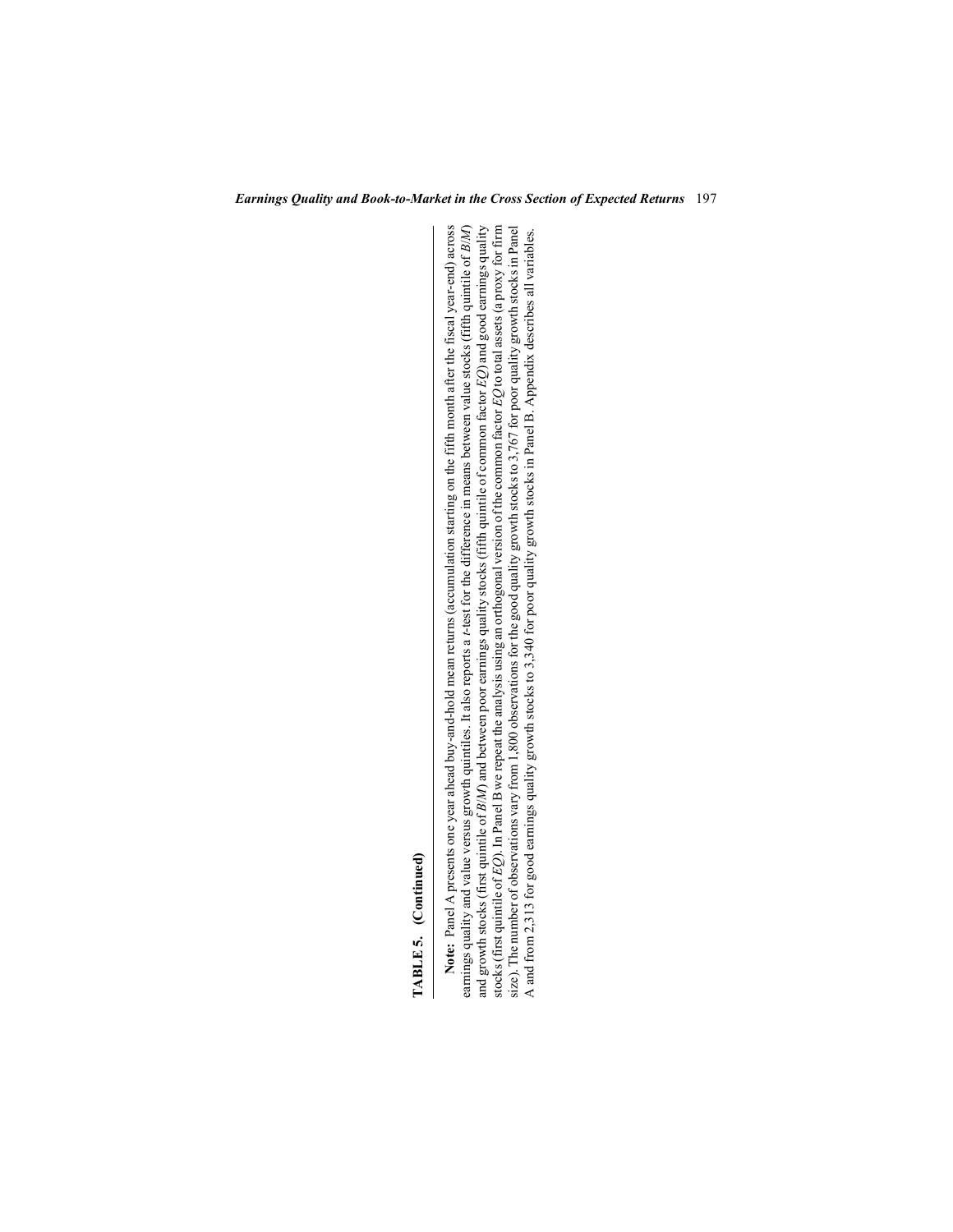**TABLE 5. (Continued)**

**Note:** Panel A presents one year ahead buy-and-hold mean returns (accumulation starting on the fifth month after the fiscal year-end) across earnings quality and value versus growth quintiles. It also reports a *t*-test for the difference in means between value stocks (fifth quintile of *B/M*) and growth stocks (first quintile of *B/M*) and between poor earnings quality stocks (fifth quintile of common factor *EQ*) and good earnings quality stocks (first quintile of *EQ*). In Panel B we repeat the analysis using an orthogonal version of the common factor *EQ* to total assets (a proxy for firm size). The number of observations vary from 1,800 observations for the good quality growth stocks to 3,767 for poor quality growth stocks in Panel A and from 2,313 for good earnings quality growth stocks to 3,340 for poor quality growth stocks in Panel B. Appendix describes all variables.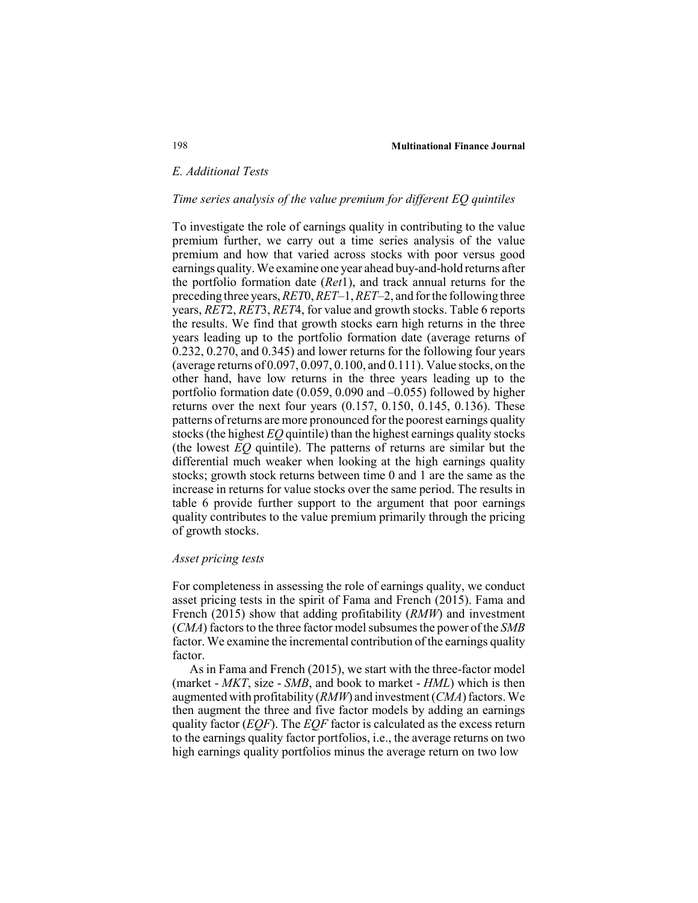### E. Additional Tests

#### *Time series analysis of the value premium for different EQ quintiles*

To investigate the role of earnings quality in contributing to the value premium further, we carry out a time series analysis of the value premium and how that varied across stocks with poor versus good earnings quality. We examine one year ahead buy-and-hold returns after the portfolio formation date (*Ret*1), and track annual returns for the preceding three years, *RET*0, *RET*–1, *RET*–2, and for the following three years, *RET*2, *RET*3, *RET*4, for value and growth stocks. Table 6 reports the results. We find that growth stocks earn high returns in the three years leading up to the portfolio formation date (average returns of 0.232, 0.270, and 0.345) and lower returns for the following four years (average returns of 0.097, 0.097, 0.100, and 0.111). Value stocks, on the other hand, have low returns in the three years leading up to the portfolio formation date (0.059, 0.090 and –0.055) followed by higher returns over the next four years (0.157, 0.150, 0.145, 0.136). These patterns of returns are more pronounced for the poorest earnings quality stocks (the highest *EQ* quintile) than the highest earnings quality stocks (the lowest *EQ* quintile). The patterns of returns are similar but the differential much weaker when looking at the high earnings quality stocks; growth stock returns between time 0 and 1 are the same as the increase in returns for value stocks over the same period. The results in table 6 provide further support to the argument that poor earnings quality contributes to the value premium primarily through the pricing of growth stocks.

#### *Asset pricing tests*

For completeness in assessing the role of earnings quality, we conduct asset pricing tests in the spirit of Fama and French (2015). Fama and French (2015) show that adding profitability (*RMW*) and investment (*CMA*) factors to the three factor model subsumes the power of the *SMB* factor. We examine the incremental contribution of the earnings quality factor.

As in Fama and French (2015), we start with the three-factor model (market - *MKT*, size - *SMB*, and book to market - *HML*) which is then augmented with profitability (*RMW*) and investment (*CMA*) factors. We then augment the three and five factor models by adding an earnings quality factor (*EQF*). The *EQF* factor is calculated as the excess return to the earnings quality factor portfolios, i.e., the average returns on two high earnings quality portfolios minus the average return on two low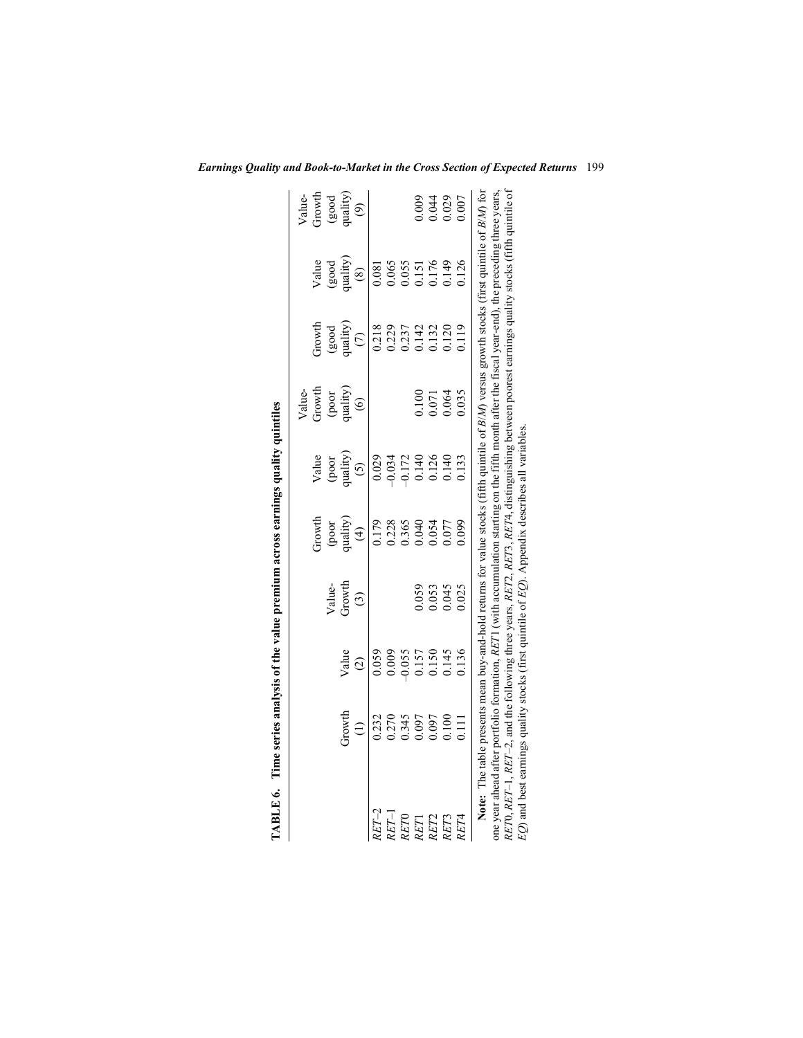**TABLE 6. Time series analysis of the value premium across earnings quality quintiles**

| | Growth (1) | Value (2) | Value-Growth (3) | Growth (poor quality) (4) | Value (poor quality) (5) | Value-Growth (poor quality) (6) | Growth (good quality) (7) | Value (good quality) (8) | Value-Growth (good quality) (9) |
|---|---|---|---|---|---|---|---|---|---|
| *RET*–2 | 0.232 | 0.059 | | 0.179 | 0.029 | | 0.218 | 0.081 | |
| *RET*–1 | 0.270 | 0.009 | | 0.228 | –0.034 | | 0.229 | 0.065 | |
| *RET0* | 0.345 | –0.055 | | 0.365 | –0.172 | | 0.237 | 0.055 | |
| *RET1* | 0.097 | 0.157 | 0.059 | 0.040 | 0.140 | 0.100 | 0.142 | 0.151 | 0.009 |
| *RET2* | 0.097 | 0.150 | 0.053 | 0.054 | 0.126 | 0.071 | 0.132 | 0.176 | 0.044 |
| *RET3* | 0.100 | 0.145 | 0.045 | 0.077 | 0.140 | 0.064 | 0.120 | 0.149 | 0.029 |
| *RET4* | 0.111 | 0.136 | 0.025 | 0.099 | 0.133 | 0.035 | 0.119 | 0.126 | 0.007 |

**Note:** The table presents mean buy-and-hold returns for value stocks (fifth quintile of *B*/*M*) versus growth stocks (first quintile of *B*/*M*) for one year ahead after portfolio formation, *RET1* (with accumulation starting on the fifth month after the fiscal year-end), the preceding three years, *RET0*, *RET*–1, *RET*–2, and the following three years, *RET2*, *RET3*, *RET4*, distinguishing between poorest earnings quality stocks (fifth quintile of *EQ*) and best earnings quality stocks (first quintile of *EQ*). Appendix describes all variables.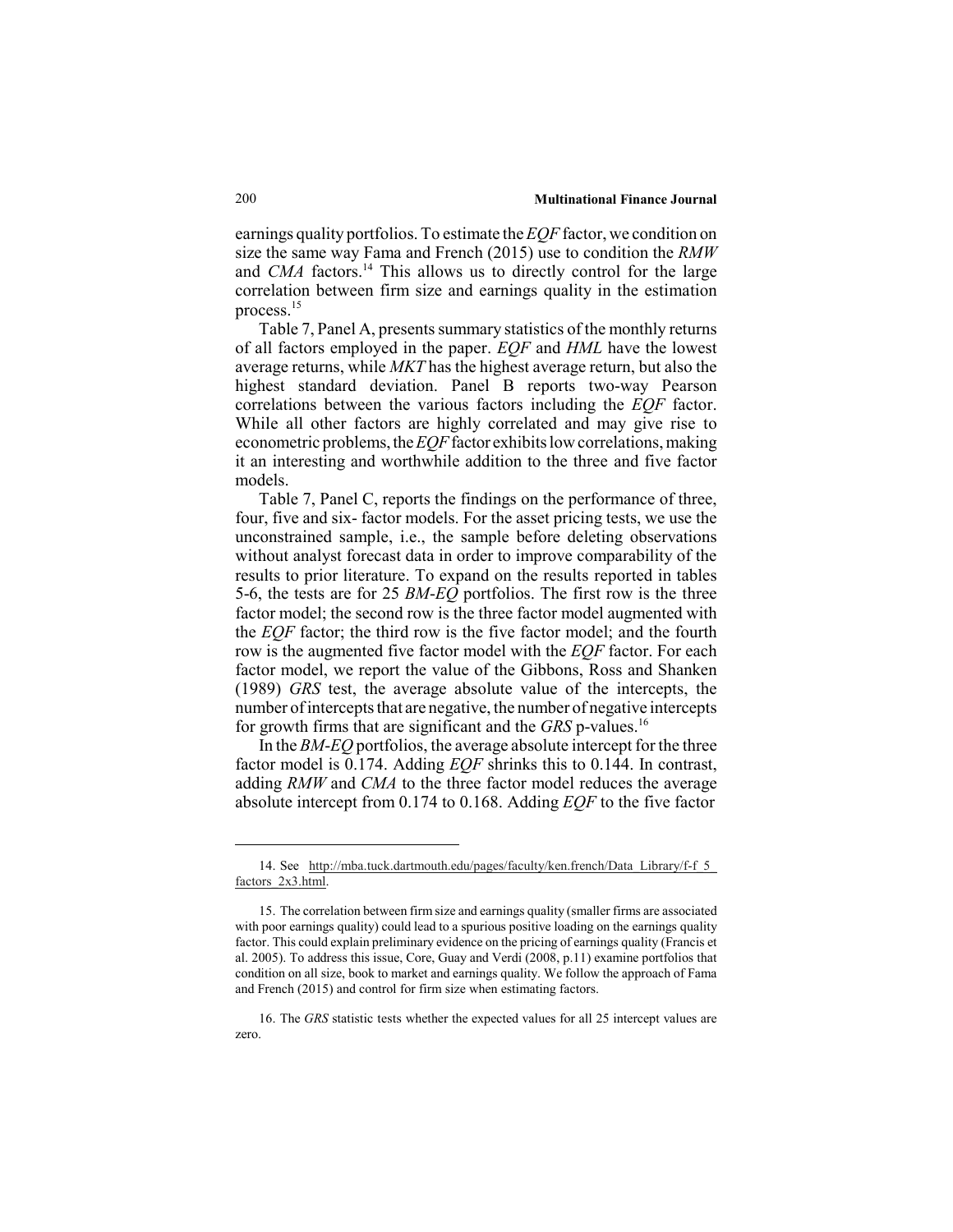earnings quality portfolios. To estimate the *EQF* factor, we condition on size the same way Fama and French (2015) use to condition the *RMW* and *CMA* factors.[14] This allows us to directly control for the large correlation between firm size and earnings quality in the estimation process.[15]

Table 7, Panel A, presents summary statistics of the monthly returns of all factors employed in the paper. *EQF* and *HML* have the lowest average returns, while *MKT* has the highest average return, but also the highest standard deviation. Panel B reports two-way Pearson correlations between the various factors including the *EQF* factor. While all other factors are highly correlated and may give rise to econometric problems, the *EQF* factor exhibits low correlations, making it an interesting and worthwhile addition to the three and five factor models.

Table 7, Panel C, reports the findings on the performance of three, four, five and six- factor models. For the asset pricing tests, we use the unconstrained sample, i.e., the sample before deleting observations without analyst forecast data in order to improve comparability of the results to prior literature. To expand on the results reported in tables 5-6, the tests are for 25 *BM-EQ* portfolios. The first row is the three factor model; the second row is the three factor model augmented with the *EQF* factor; the third row is the five factor model; and the fourth row is the augmented five factor model with the *EQF* factor. For each factor model, we report the value of the Gibbons, Ross and Shanken (1989) *GRS* test, the average absolute value of the intercepts, the number of intercepts that are negative, the number of negative intercepts for growth firms that are significant and the *GRS* p-values.[16]

In the *BM-EQ* portfolios, the average absolute intercept for the three factor model is 0.174. Adding *EQF* shrinks this to 0.144. In contrast, adding *RMW* and *CMA* to the three factor model reduces the average absolute intercept from 0.174 to 0.168. Adding *EQF* to the five factor

---

14. See http://mba.tuck.dartmouth.edu/pages/faculty/ken.french/Data_Library/f-f_5_factors_2x3.html.

15. The correlation between firm size and earnings quality (smaller firms are associated with poor earnings quality) could lead to a spurious positive loading on the earnings quality factor. This could explain preliminary evidence on the pricing of earnings quality (Francis et al. 2005). To address this issue, Core, Guay and Verdi (2008, p.11) examine portfolios that condition on all size, book to market and earnings quality. We follow the approach of Fama and French (2015) and control for firm size when estimating factors.

16. The *GRS* statistic tests whether the expected values for all 25 intercept values are zero.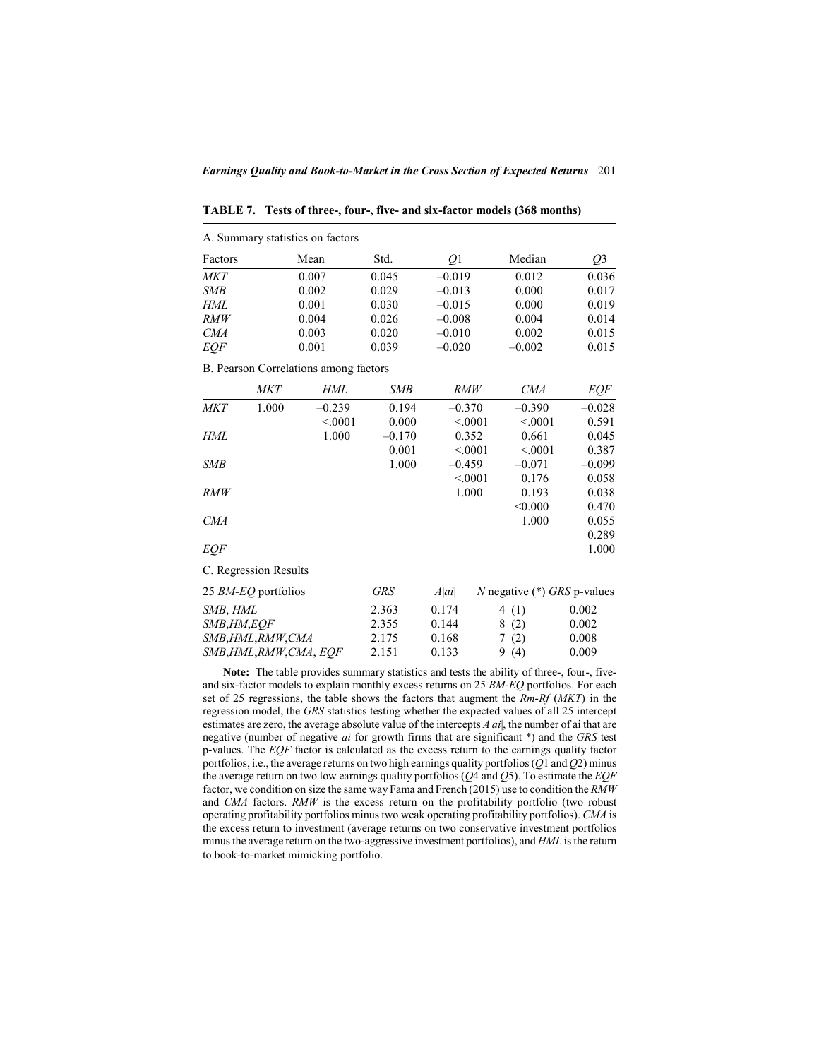**TABLE 7. Tests of three-, four-, five- and six-factor models (368 months)**

A. Summary statistics on factors

| Factors | Mean | Std. | *Q*1 | Median | *Q*3 |
|---|---|---|---|---|---|
| *MKT* | 0.007 | 0.045 | –0.019 | 0.012 | 0.036 |
| *SMB* | 0.002 | 0.029 | –0.013 | 0.000 | 0.017 |
| *HML* | 0.001 | 0.030 | –0.015 | 0.000 | 0.019 |
| *RMW* | 0.004 | 0.026 | –0.008 | 0.004 | 0.014 |
| *CMA* | 0.003 | 0.020 | –0.010 | 0.002 | 0.015 |
| *EQF* | 0.001 | 0.039 | –0.020 | –0.002 | 0.015 |

B. Pearson Correlations among factors

| | *MKT* | *HML* | *SMB* | *RMW* | *CMA* | *EQF* |
|---|---|---|---|---|---|---|
| *MKT* | 1.000 | –0.239 | 0.194 | –0.370 | –0.390 | –0.028 |
| | | <.0001 | 0.000 | <.0001 | <.0001 | 0.591 |
| *HML* | | 1.000 | –0.170 | 0.352 | 0.661 | 0.045 |
| | | | 0.001 | <.0001 | <.0001 | 0.387 |
| *SMB* | | | 1.000 | –0.459 | –0.071 | –0.099 |
| | | | | <.0001 | 0.176 | 0.058 |
| *RMW* | | | | 1.000 | 0.193 | 0.038 |
| | | | | | <0.000 | 0.470 |
| *CMA* | | | | | 1.000 | 0.055 |
| | | | | | | 0.289 |
| *EQF* | | | | | | 1.000 |

C. Regression Results

| 25 *BM-EQ* portfolios | *GRS* | $A|ai|$ | *N* negative (\*) | *GRS* p-values |
|---|---|---|---|---|
| *SMB*, *HML* | 2.363 | 0.174 | 4 (1) | 0.002 |
| *SMB*,*HM*,*EQF* | 2.355 | 0.144 | 8 (2) | 0.002 |
| *SMB*,*HML*,*RMW*,*CMA* | 2.175 | 0.168 | 7 (2) | 0.008 |
| *SMB*,*HML*,*RMW*,*CMA*, *EQF* | 2.151 | 0.133 | 9 (4) | 0.009 |

**Note:** The table provides summary statistics and tests the ability of three-, four-, five- and six-factor models to explain monthly excess returns on 25 *BM-EQ* portfolios. For each set of 25 regressions, the table shows the factors that augment the *Rm-Rf* (*MKT*) in the regression model, the *GRS* statistics testing whether the expected values of all 25 intercept estimates are zero, the average absolute value of the intercepts $A|ai|$, the number of ai that are negative (number of negative *ai* for growth firms that are significant \*) and the *GRS* test p-values. The *EQF* factor is calculated as the excess return to the earnings quality factor portfolios, i.e., the average returns on two high earnings quality portfolios (*Q*1 and *Q*2) minus the average return on two low earnings quality portfolios (*Q*4 and *Q*5). To estimate the *EQF* factor, we condition on size the same way Fama and French (2015) use to condition the *RMW* and *CMA* factors. *RMW* is the excess return on the profitability portfolio (two robust operating profitability portfolios minus two weak operating profitability portfolios). *CMA* is the excess return to investment (average returns on two conservative investment portfolios minus the average return on the two-aggressive investment portfolios), and *HML* is the return to book-to-market mimicking portfolio.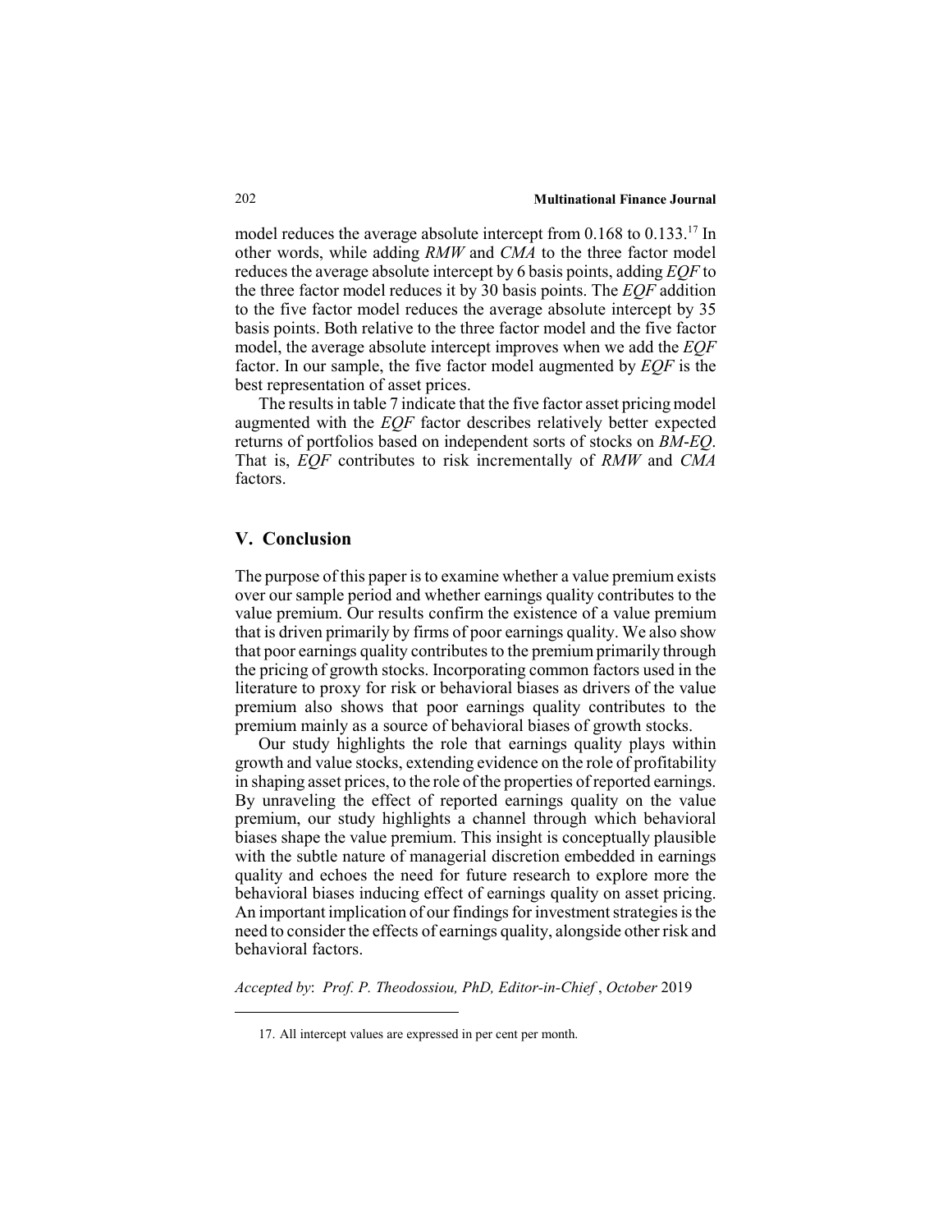model reduces the average absolute intercept from 0.168 to 0.133.[17] In other words, while adding *RMW* and *CMA* to the three factor model reduces the average absolute intercept by 6 basis points, adding *EQF* to the three factor model reduces it by 30 basis points. The *EQF* addition to the five factor model reduces the average absolute intercept by 35 basis points. Both relative to the three factor model and the five factor model, the average absolute intercept improves when we add the *EQF* factor. In our sample, the five factor model augmented by *EQF* is the best representation of asset prices.

The results in table 7 indicate that the five factor asset pricing model augmented with the *EQF* factor describes relatively better expected returns of portfolios based on independent sorts of stocks on *BM-EQ*. That is, *EQF* contributes to risk incrementally of *RMW* and *CMA* factors.

## V. Conclusion

The purpose of this paper is to examine whether a value premium exists over our sample period and whether earnings quality contributes to the value premium. Our results confirm the existence of a value premium that is driven primarily by firms of poor earnings quality. We also show that poor earnings quality contributes to the premium primarily through the pricing of growth stocks. Incorporating common factors used in the literature to proxy for risk or behavioral biases as drivers of the value premium also shows that poor earnings quality contributes to the premium mainly as a source of behavioral biases of growth stocks.

Our study highlights the role that earnings quality plays within growth and value stocks, extending evidence on the role of profitability in shaping asset prices, to the role of the properties of reported earnings. By unraveling the effect of reported earnings quality on the value premium, our study highlights a channel through which behavioral biases shape the value premium. This insight is conceptually plausible with the subtle nature of managerial discretion embedded in earnings quality and echoes the need for future research to explore more the behavioral biases inducing effect of earnings quality on asset pricing. An important implication of our findings for investment strategies is the need to consider the effects of earnings quality, alongside other risk and behavioral factors.

*Accepted by*: *Prof. P. Theodossiou, PhD, Editor-in-Chief* , *October* 2019

---

17. All intercept values are expressed in per cent per month.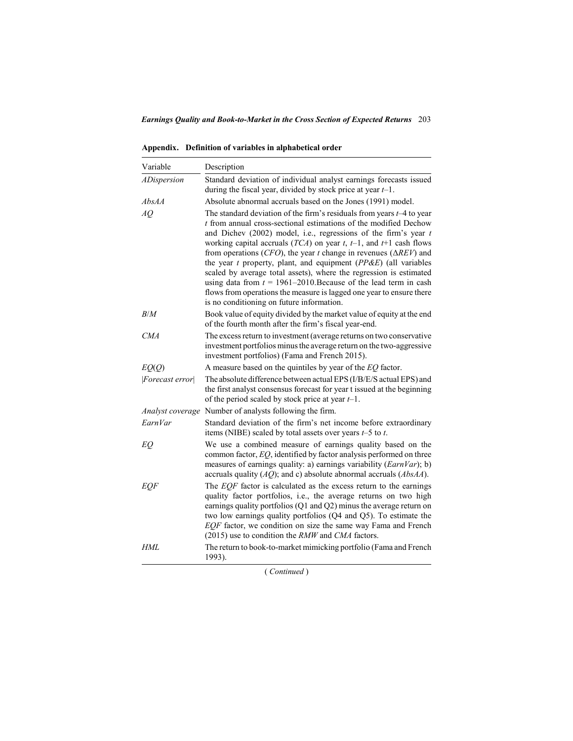**Appendix. Definition of variables in alphabetical order**

| Variable | Description |
|---|---|
| *ADispersion* | Standard deviation of individual analyst earnings forecasts issued during the fiscal year, divided by stock price at year $t$–1. |
| *AbsAA* | Absolute abnormal accruals based on the Jones (1991) model. |
| *AQ* | The standard deviation of the firm's residuals from years $t$–4 to year $t$ from annual cross-sectional estimations of the modified Dechow and Dichev (2002) model, i.e., regressions of the firm's year $t$ working capital accruals (*TCA*) on year $t$, $t$–1, and $t$+1 cash flows from operations (*CFO*), the year $t$ change in revenues ($\Delta REV$) and the year $t$ property, plant, and equipment (*PP&E*) (all variables scaled by average total assets), where the regression is estimated using data from $t$ = 1961–2010.Because of the lead term in cash flows from operations the measure is lagged one year to ensure there is no conditioning on future information. |
| *B/M* | Book value of equity divided by the market value of equity at the end of the fourth month after the firm's fiscal year-end. |
| *CMA* | The excess return to investment (average returns on two conservative investment portfolios minus the average return on the two-aggressive investment portfolios) (Fama and French 2015). |
| *EQ*(*Q*) | A measure based on the quintiles by year of the *EQ* factor. |
| \|*Forecast error*\| | The absolute difference between actual EPS (I/B/E/S actual EPS) and the first analyst consensus forecast for year t issued at the beginning of the period scaled by stock price at year $t$–1. |
| *Analyst coverage* | Number of analysts following the firm. |
| *EarnVar* | Standard deviation of the firm's net income before extraordinary items (NIBE) scaled by total assets over years $t$–5 to $t$. |
| *EQ* | We use a combined measure of earnings quality based on the common factor, *EQ*, identified by factor analysis performed on three measures of earnings quality: a) earnings variability (*EarnVar*); b) accruals quality (*AQ*); and c) absolute abnormal accruals (*AbsAA*). |
| *EQF* | The *EQF* factor is calculated as the excess return to the earnings quality factor portfolios, i.e., the average returns on two high earnings quality portfolios (Q1 and Q2) minus the average return on two low earnings quality portfolios (Q4 and Q5). To estimate the *EQF* factor, we condition on size the same way Fama and French (2015) use to condition the *RMW* and *CMA* factors. |
| *HML* | The return to book-to-market mimicking portfolio (Fama and French 1993). |

( *Continued* )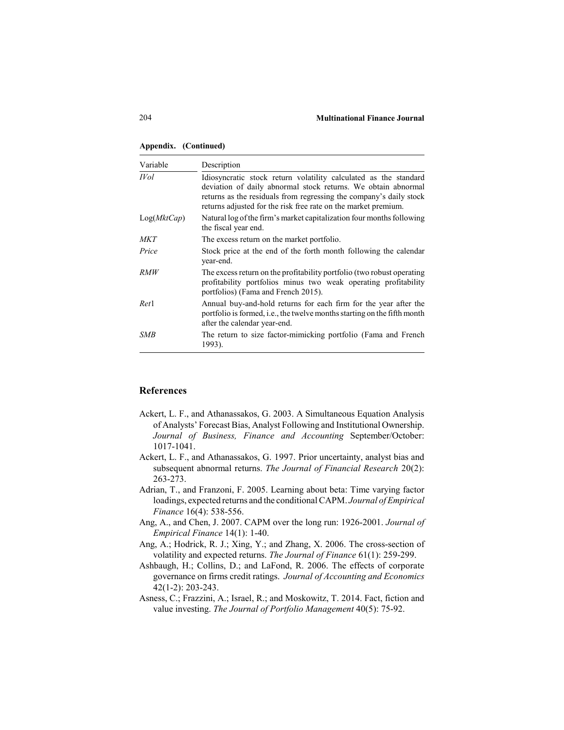**Appendix. (Continued)**

| Variable | Description |
|---|---|
| *IVol* | Idiosyncratic stock return volatility calculated as the standard deviation of daily abnormal stock returns. We obtain abnormal returns as the residuals from regressing the company's daily stock returns adjusted for the risk free rate on the market premium. |
| Log(*MktCap*) | Natural log of the firm's market capitalization four months following the fiscal year end. |
| *MKT* | The excess return on the market portfolio. |
| *Price* | Stock price at the end of the forth month following the calendar year-end. |
| *RMW* | The excess return on the profitability portfolio (two robust operating profitability portfolios minus two weak operating profitability portfolios) (Fama and French 2015). |
| *Ret*1 | Annual buy-and-hold returns for each firm for the year after the portfolio is formed, i.e., the twelve months starting on the fifth month after the calendar year-end. |
| *SMB* | The return to size factor-mimicking portfolio (Fama and French 1993). |

## References

Ackert, L. F., and Athanassakos, G. 2003. A Simultaneous Equation Analysis of Analysts' Forecast Bias, Analyst Following and Institutional Ownership. *Journal of Business, Finance and Accounting* September/October: 1017-1041.

Ackert, L. F., and Athanassakos, G. 1997. Prior uncertainty, analyst bias and subsequent abnormal returns. *The Journal of Financial Research* 20(2): 263-273.

Adrian, T., and Franzoni, F. 2005. Learning about beta: Time varying factor loadings, expected returns and the conditional CAPM. *Journal of Empirical Finance* 16(4): 538-556.

Ang, A., and Chen, J. 2007. CAPM over the long run: 1926-2001. *Journal of Empirical Finance* 14(1): 1-40.

Ang, A.; Hodrick, R. J.; Xing, Y.; and Zhang, X. 2006. The cross-section of volatility and expected returns. *The Journal of Finance* 61(1): 259-299.

Ashbaugh, H.; Collins, D.; and LaFond, R. 2006. The effects of corporate governance on firms credit ratings. *Journal of Accounting and Economics* 42(1-2): 203-243.

Asness, C.; Frazzini, A.; Israel, R.; and Moskowitz, T. 2014. Fact, fiction and value investing. *The Journal of Portfolio Management* 40(5): 75-92.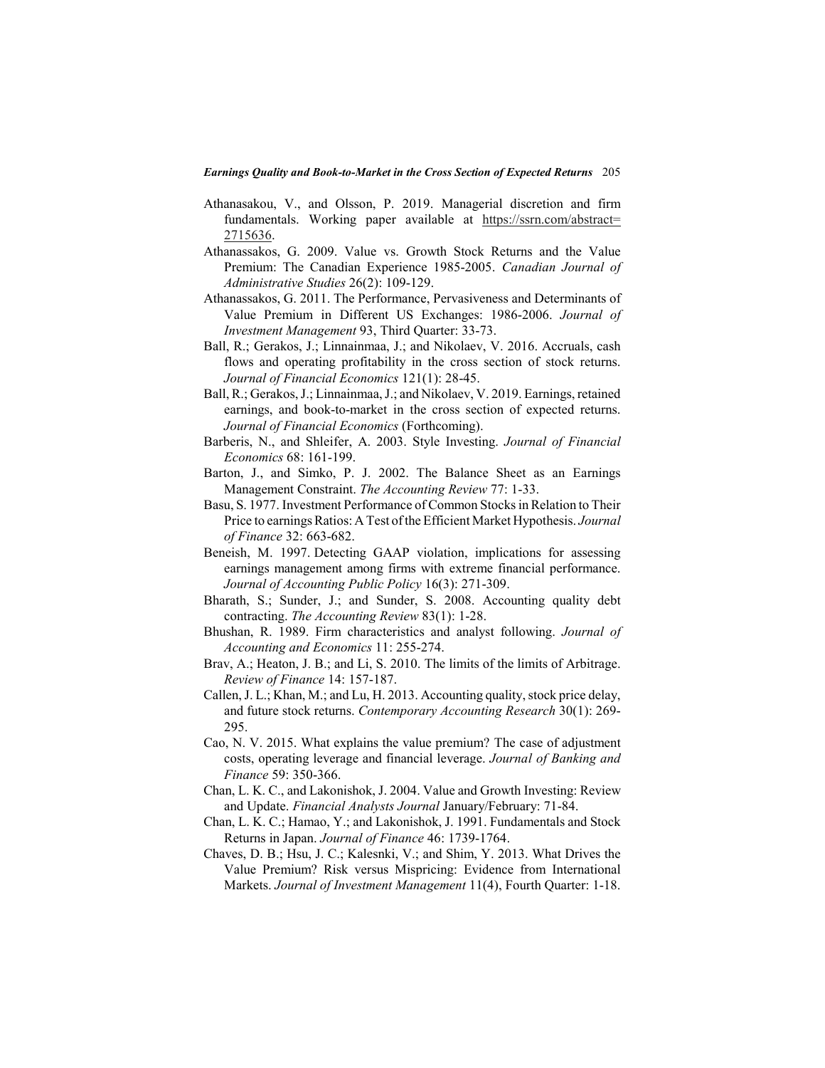Athanasakou, V., and Olsson, P. 2019. Managerial discretion and firm fundamentals. Working paper available at https://ssrn.com/abstract=2715636.

Athanassakos, G. 2009. Value vs. Growth Stock Returns and the Value Premium: The Canadian Experience 1985-2005. *Canadian Journal of Administrative Studies* 26(2): 109-129.

Athanassakos, G. 2011. The Performance, Pervasiveness and Determinants of Value Premium in Different US Exchanges: 1986-2006. *Journal of Investment Management* 93, Third Quarter: 33-73.

Ball, R.; Gerakos, J.; Linnainmaa, J.; and Nikolaev, V. 2016. Accruals, cash flows and operating profitability in the cross section of stock returns. *Journal of Financial Economics* 121(1): 28-45.

Ball, R.; Gerakos, J.; Linnainmaa, J.; and Nikolaev, V. 2019. Earnings, retained earnings, and book-to-market in the cross section of expected returns. *Journal of Financial Economics* (Forthcoming).

Barberis, N., and Shleifer, A. 2003. Style Investing. *Journal of Financial Economics* 68: 161-199.

Barton, J., and Simko, P. J. 2002. The Balance Sheet as an Earnings Management Constraint. *The Accounting Review* 77: 1-33.

Basu, S. 1977. Investment Performance of Common Stocks in Relation to Their Price to earnings Ratios: A Test of the Efficient Market Hypothesis. *Journal of Finance* 32: 663-682.

Beneish, M. 1997. Detecting GAAP violation, implications for assessing earnings management among firms with extreme financial performance. *Journal of Accounting Public Policy* 16(3): 271-309.

Bharath, S.; Sunder, J.; and Sunder, S. 2008. Accounting quality debt contracting. *The Accounting Review* 83(1): 1-28.

Bhushan, R. 1989. Firm characteristics and analyst following. *Journal of Accounting and Economics* 11: 255-274.

Brav, A.; Heaton, J. B.; and Li, S. 2010. The limits of the limits of Arbitrage. *Review of Finance* 14: 157-187.

Callen, J. L.; Khan, M.; and Lu, H. 2013. Accounting quality, stock price delay, and future stock returns. *Contemporary Accounting Research* 30(1): 269-295.

Cao, N. V. 2015. What explains the value premium? The case of adjustment costs, operating leverage and financial leverage. *Journal of Banking and Finance* 59: 350-366.

Chan, L. K. C., and Lakonishok, J. 2004. Value and Growth Investing: Review and Update. *Financial Analysts Journal* January/February: 71-84.

Chan, L. K. C.; Hamao, Y.; and Lakonishok, J. 1991. Fundamentals and Stock Returns in Japan. *Journal of Finance* 46: 1739-1764.

Chaves, D. B.; Hsu, J. C.; Kalesnki, V.; and Shim, Y. 2013. What Drives the Value Premium? Risk versus Mispricing: Evidence from International Markets. *Journal of Investment Management* 11(4), Fourth Quarter: 1-18.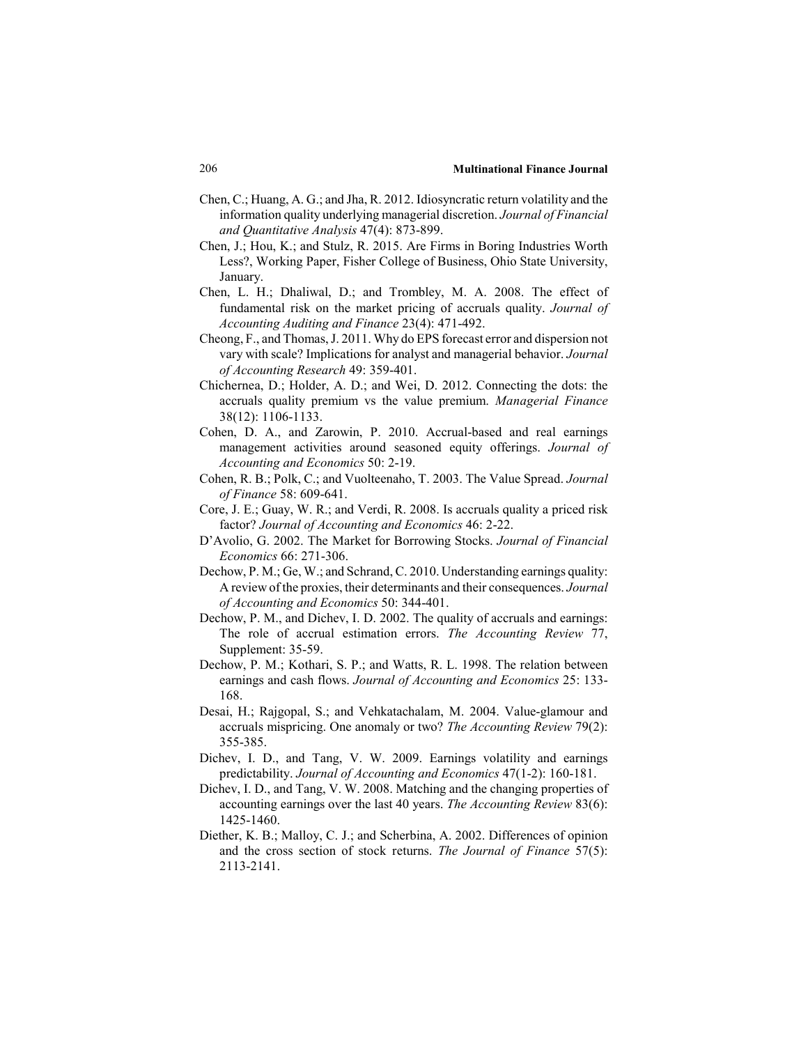Chen, C.; Huang, A. G.; and Jha, R. 2012. Idiosyncratic return volatility and the information quality underlying managerial discretion. *Journal of Financial and Quantitative Analysis* 47(4): 873-899.

Chen, J.; Hou, K.; and Stulz, R. 2015. Are Firms in Boring Industries Worth Less?, Working Paper, Fisher College of Business, Ohio State University, January.

Chen, L. H.; Dhaliwal, D.; and Trombley, M. A. 2008. The effect of fundamental risk on the market pricing of accruals quality. *Journal of Accounting Auditing and Finance* 23(4): 471-492.

Cheong, F., and Thomas, J. 2011. Why do EPS forecast error and dispersion not vary with scale? Implications for analyst and managerial behavior. *Journal of Accounting Research* 49: 359-401.

Chichernea, D.; Holder, A. D.; and Wei, D. 2012. Connecting the dots: the accruals quality premium vs the value premium. *Managerial Finance* 38(12): 1106-1133.

Cohen, D. A., and Zarowin, P. 2010. Accrual-based and real earnings management activities around seasoned equity offerings. *Journal of Accounting and Economics* 50: 2-19.

Cohen, R. B.; Polk, C.; and Vuolteenaho, T. 2003. The Value Spread. *Journal of Finance* 58: 609-641.

Core, J. E.; Guay, W. R.; and Verdi, R. 2008. Is accruals quality a priced risk factor? *Journal of Accounting and Economics* 46: 2-22.

D'Avolio, G. 2002. The Market for Borrowing Stocks. *Journal of Financial Economics* 66: 271-306.

Dechow, P. M.; Ge, W.; and Schrand, C. 2010. Understanding earnings quality: A review of the proxies, their determinants and their consequences. *Journal of Accounting and Economics* 50: 344-401.

Dechow, P. M., and Dichev, I. D. 2002. The quality of accruals and earnings: The role of accrual estimation errors. *The Accounting Review* 77, Supplement: 35-59.

Dechow, P. M.; Kothari, S. P.; and Watts, R. L. 1998. The relation between earnings and cash flows. *Journal of Accounting and Economics* 25: 133-168.

Desai, H.; Rajgopal, S.; and Vehkatachalam, M. 2004. Value-glamour and accruals mispricing. One anomaly or two? *The Accounting Review* 79(2): 355-385.

Dichev, I. D., and Tang, V. W. 2009. Earnings volatility and earnings predictability. *Journal of Accounting and Economics* 47(1-2): 160-181.

Dichev, I. D., and Tang, V. W. 2008. Matching and the changing properties of accounting earnings over the last 40 years. *The Accounting Review* 83(6): 1425-1460.

Diether, K. B.; Malloy, C. J.; and Scherbina, A. 2002. Differences of opinion and the cross section of stock returns. *The Journal of Finance* 57(5): 2113-2141.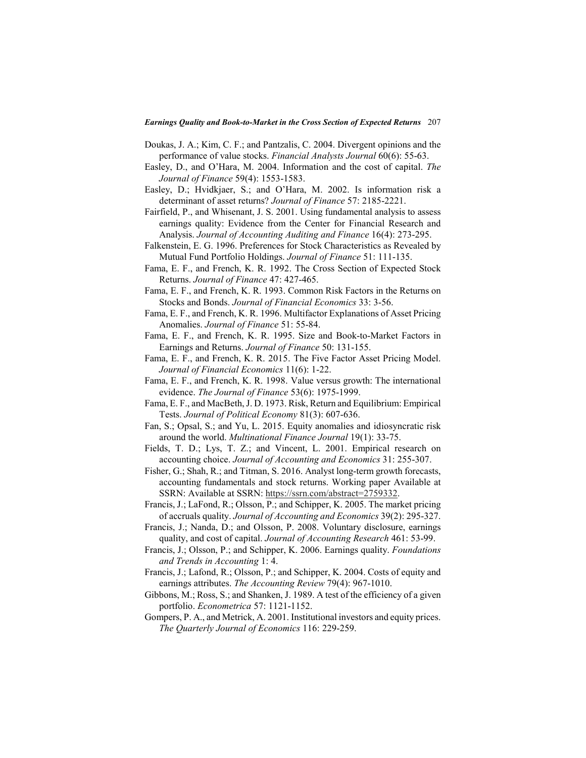Doukas, J. A.; Kim, C. F.; and Pantzalis, C. 2004. Divergent opinions and the performance of value stocks. *Financial Analysts Journal* 60(6): 55-63.

Easley, D., and O'Hara, M. 2004. Information and the cost of capital. *The Journal of Finance* 59(4): 1553-1583.

Easley, D.; Hvidkjaer, S.; and O'Hara, M. 2002. Is information risk a determinant of asset returns? *Journal of Finance* 57: 2185-2221.

Fairfield, P., and Whisenant, J. S. 2001. Using fundamental analysis to assess earnings quality: Evidence from the Center for Financial Research and Analysis. *Journal of Accounting Auditing and Finance* 16(4): 273-295.

Falkenstein, E. G. 1996. Preferences for Stock Characteristics as Revealed by Mutual Fund Portfolio Holdings. *Journal of Finance* 51: 111-135.

Fama, E. F., and French, K. R. 1992. The Cross Section of Expected Stock Returns. *Journal of Finance* 47: 427-465.

Fama, E. F., and French, K. R. 1993. Common Risk Factors in the Returns on Stocks and Bonds. *Journal of Financial Economics* 33: 3-56.

Fama, E. F., and French, K. R. 1996. Multifactor Explanations of Asset Pricing Anomalies. *Journal of Finance* 51: 55-84.

Fama, E. F., and French, K. R. 1995. Size and Book-to-Market Factors in Earnings and Returns. *Journal of Finance* 50: 131-155.

Fama, E. F., and French, K. R. 2015. The Five Factor Asset Pricing Model. *Journal of Financial Economics* 11(6): 1-22.

Fama, E. F., and French, K. R. 1998. Value versus growth: The international evidence. *The Journal of Finance* 53(6): 1975-1999.

Fama, E. F., and MacBeth, J. D. 1973. Risk, Return and Equilibrium: Empirical Tests. *Journal of Political Economy* 81(3): 607-636.

Fan, S.; Opsal, S.; and Yu, L. 2015. Equity anomalies and idiosyncratic risk around the world. *Multinational Finance Journal* 19(1): 33-75.

Fields, T. D.; Lys, T. Z.; and Vincent, L. 2001. Empirical research on accounting choice. *Journal of Accounting and Economics* 31: 255-307.

Fisher, G.; Shah, R.; and Titman, S. 2016. Analyst long-term growth forecasts, accounting fundamentals and stock returns. Working paper Available at SSRN: Available at SSRN: https://ssrn.com/abstract=2759332.

Francis, J.; LaFond, R.; Olsson, P.; and Schipper, K. 2005. The market pricing of accruals quality. *Journal of Accounting and Economics* 39(2): 295-327.

Francis, J.; Nanda, D.; and Olsson, P. 2008. Voluntary disclosure, earnings quality, and cost of capital. *Journal of Accounting Research* 461: 53-99.

Francis, J.; Olsson, P.; and Schipper, K. 2006. Earnings quality. *Foundations and Trends in Accounting* 1: 4.

Francis, J.; Lafond, R.; Olsson, P.; and Schipper, K. 2004. Costs of equity and earnings attributes. *The Accounting Review* 79(4): 967-1010.

Gibbons, M.; Ross, S.; and Shanken, J. 1989. A test of the efficiency of a given portfolio. *Econometrica* 57: 1121-1152.

Gompers, P. A., and Metrick, A. 2001. Institutional investors and equity prices. *The Quarterly Journal of Economics* 116: 229-259.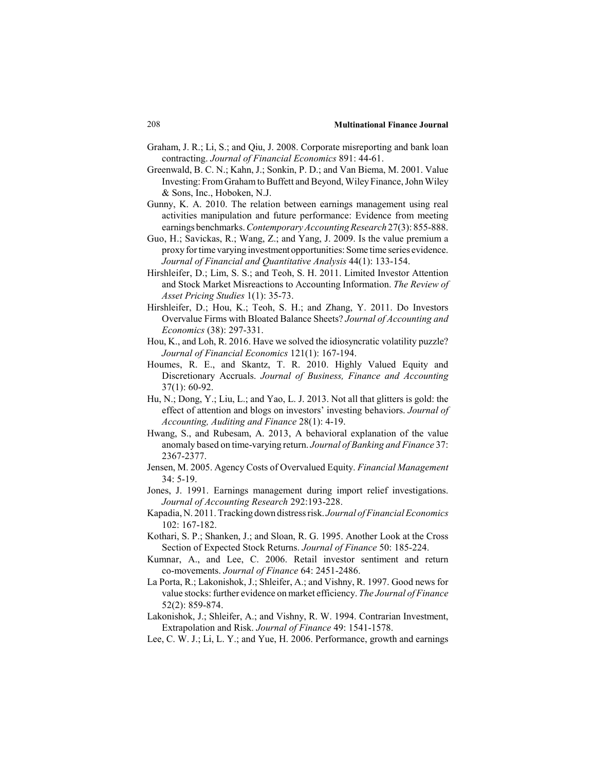Graham, J. R.; Li, S.; and Qiu, J. 2008. Corporate misreporting and bank loan contracting. *Journal of Financial Economics* 891: 44-61.

Greenwald, B. C. N.; Kahn, J.; Sonkin, P. D.; and Van Biema, M. 2001. Value Investing: From Graham to Buffett and Beyond, Wiley Finance, John Wiley & Sons, Inc., Hoboken, N.J.

Gunny, K. A. 2010. The relation between earnings management using real activities manipulation and future performance: Evidence from meeting earnings benchmarks. *Contemporary Accounting Research* 27(3): 855-888.

Guo, H.; Savickas, R.; Wang, Z.; and Yang, J. 2009. Is the value premium a proxy for time varying investment opportunities: Some time series evidence. *Journal of Financial and Quantitative Analysis* 44(1): 133-154.

Hirshleifer, D.; Lim, S. S.; and Teoh, S. H. 2011. Limited Investor Attention and Stock Market Misreactions to Accounting Information. *The Review of Asset Pricing Studies* 1(1): 35-73.

Hirshleifer, D.; Hou, K.; Teoh, S. H.; and Zhang, Y. 2011. Do Investors Overvalue Firms with Bloated Balance Sheets? *Journal of Accounting and Economics* (38): 297-331.

Hou, K., and Loh, R. 2016. Have we solved the idiosyncratic volatility puzzle? *Journal of Financial Economics* 121(1): 167-194.

Houmes, R. E., and Skantz, T. R. 2010. Highly Valued Equity and Discretionary Accruals. *Journal of Business, Finance and Accounting* 37(1): 60-92.

Hu, N.; Dong, Y.; Liu, L.; and Yao, L. J. 2013. Not all that glitters is gold: the effect of attention and blogs on investors' investing behaviors. *Journal of Accounting, Auditing and Finance* 28(1): 4-19.

Hwang, S., and Rubesam, A. 2013, A behavioral explanation of the value anomaly based on time-varying return. *Journal of Banking and Finance* 37: 2367-2377.

Jensen, M. 2005. Agency Costs of Overvalued Equity. *Financial Management* 34: 5-19.

Jones, J. 1991. Earnings management during import relief investigations. *Journal of Accounting Research* 292:193-228.

Kapadia, N. 2011. Tracking down distress risk. *Journal of Financial Economics* 102: 167-182.

Kothari, S. P.; Shanken, J.; and Sloan, R. G. 1995. Another Look at the Cross Section of Expected Stock Returns. *Journal of Finance* 50: 185-224.

Kumnar, A., and Lee, C. 2006. Retail investor sentiment and return co-movements. *Journal of Finance* 64: 2451-2486.

La Porta, R.; Lakonishok, J.; Shleifer, A.; and Vishny, R. 1997. Good news for value stocks: further evidence on market efficiency. *The Journal of Finance* 52(2): 859-874.

Lakonishok, J.; Shleifer, A.; and Vishny, R. W. 1994. Contrarian Investment, Extrapolation and Risk. *Journal of Finance* 49: 1541-1578.

Lee, C. W. J.; Li, L. Y.; and Yue, H. 2006. Performance, growth and earnings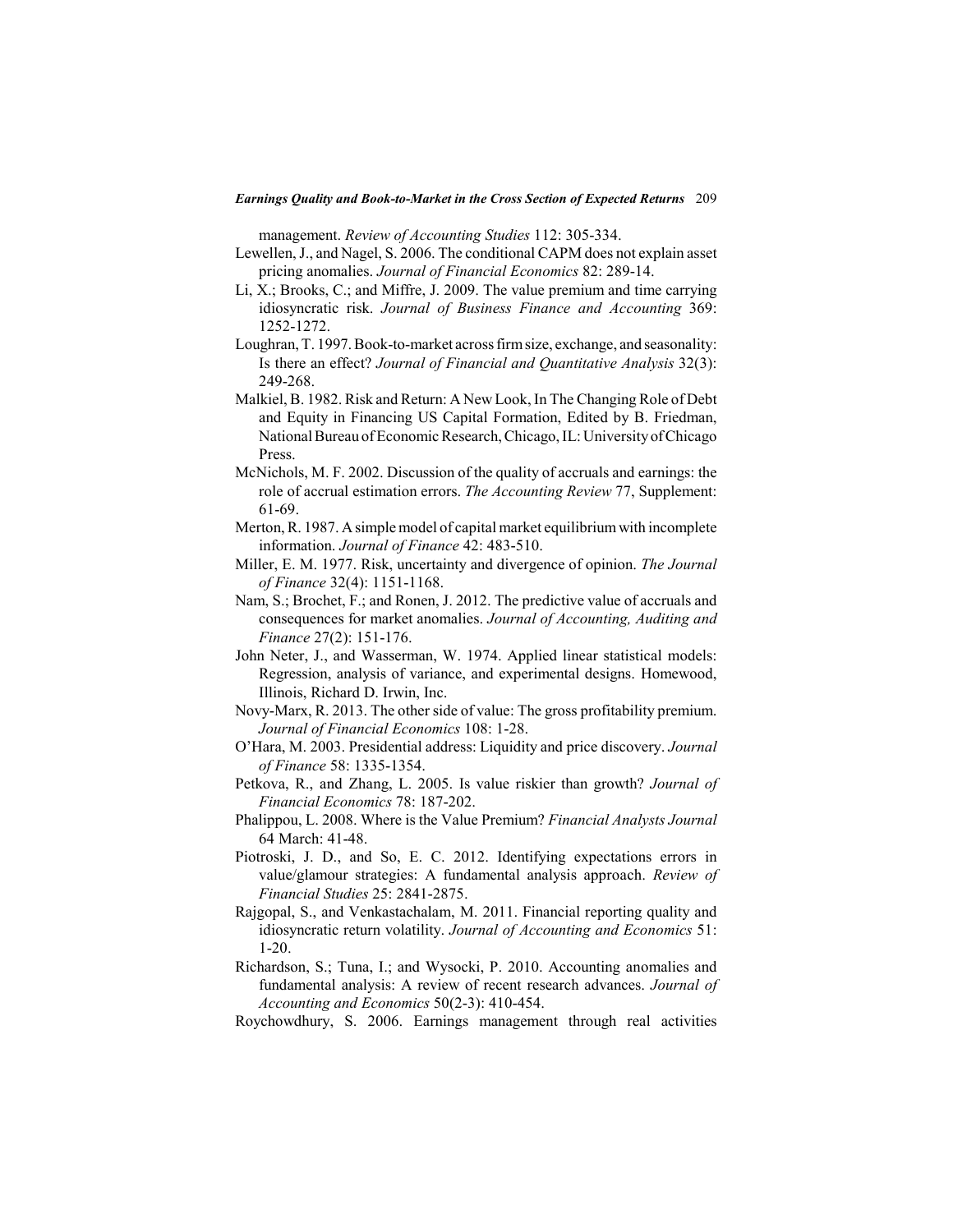management. *Review of Accounting Studies* 112: 305-334.

Lewellen, J., and Nagel, S. 2006. The conditional CAPM does not explain asset pricing anomalies. *Journal of Financial Economics* 82: 289-14.

Li, X.; Brooks, C.; and Miffre, J. 2009. The value premium and time carrying idiosyncratic risk. *Journal of Business Finance and Accounting* 369: 1252-1272.

Loughran, T. 1997. Book-to-market across firm size, exchange, and seasonality: Is there an effect? *Journal of Financial and Quantitative Analysis* 32(3): 249-268.

Malkiel, B. 1982. Risk and Return: A New Look, In The Changing Role of Debt and Equity in Financing US Capital Formation, Edited by B. Friedman, National Bureau of Economic Research, Chicago, IL: University of Chicago Press.

McNichols, M. F. 2002. Discussion of the quality of accruals and earnings: the role of accrual estimation errors. *The Accounting Review* 77, Supplement: 61-69.

Merton, R. 1987. A simple model of capital market equilibrium with incomplete information. *Journal of Finance* 42: 483-510.

Miller, E. M. 1977. Risk, uncertainty and divergence of opinion. *The Journal of Finance* 32(4): 1151-1168.

Nam, S.; Brochet, F.; and Ronen, J. 2012. The predictive value of accruals and consequences for market anomalies. *Journal of Accounting, Auditing and Finance* 27(2): 151-176.

John Neter, J., and Wasserman, W. 1974. Applied linear statistical models: Regression, analysis of variance, and experimental designs. Homewood, Illinois, Richard D. Irwin, Inc.

Novy-Marx, R. 2013. The other side of value: The gross profitability premium. *Journal of Financial Economics* 108: 1-28.

O'Hara, M. 2003. Presidential address: Liquidity and price discovery. *Journal of Finance* 58: 1335-1354.

Petkova, R., and Zhang, L. 2005. Is value riskier than growth? *Journal of Financial Economics* 78: 187-202.

Phalippou, L. 2008. Where is the Value Premium? *Financial Analysts Journal* 64 March: 41-48.

Piotroski, J. D., and So, E. C. 2012. Identifying expectations errors in value/glamour strategies: A fundamental analysis approach. *Review of Financial Studies* 25: 2841-2875.

Rajgopal, S., and Venkastachalam, M. 2011. Financial reporting quality and idiosyncratic return volatility. *Journal of Accounting and Economics* 51: 1-20.

Richardson, S.; Tuna, I.; and Wysocki, P. 2010. Accounting anomalies and fundamental analysis: A review of recent research advances. *Journal of Accounting and Economics* 50(2-3): 410-454.

Roychowdhury, S. 2006. Earnings management through real activities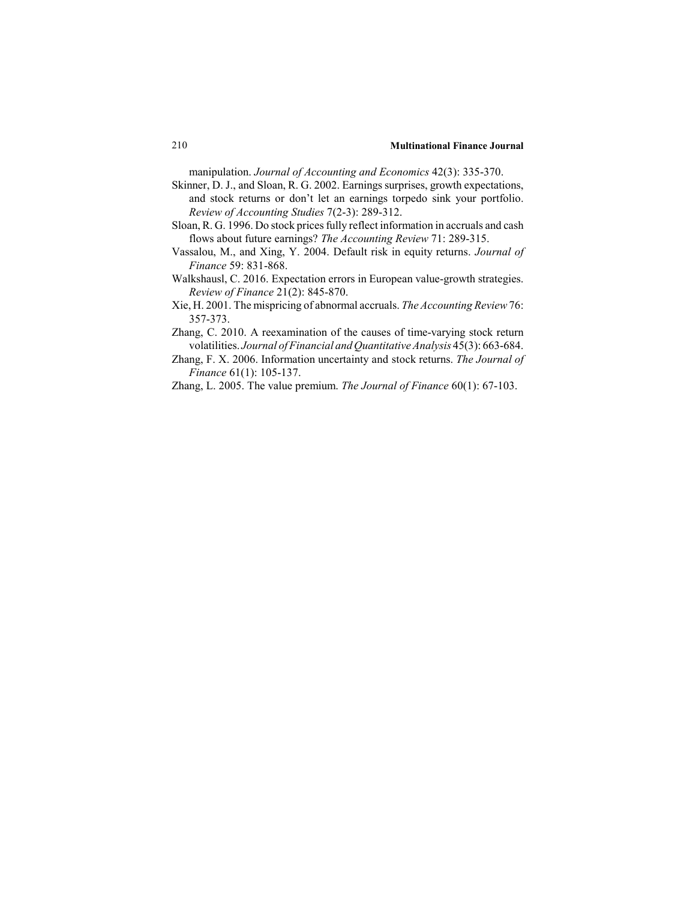manipulation. *Journal of Accounting and Economics* 42(3): 335-370.

Skinner, D. J., and Sloan, R. G. 2002. Earnings surprises, growth expectations, and stock returns or don't let an earnings torpedo sink your portfolio. *Review of Accounting Studies* 7(2-3): 289-312.

Sloan, R. G. 1996. Do stock prices fully reflect information in accruals and cash flows about future earnings? *The Accounting Review* 71: 289-315.

Vassalou, M., and Xing, Y. 2004. Default risk in equity returns. *Journal of Finance* 59: 831-868.

Walkshausl, C. 2016. Expectation errors in European value-growth strategies. *Review of Finance* 21(2): 845-870.

Xie, H. 2001. The mispricing of abnormal accruals. *The Accounting Review* 76: 357-373.

Zhang, C. 2010. A reexamination of the causes of time-varying stock return volatilities. *Journal of Financial and Quantitative Analysis* 45(3): 663-684.

Zhang, F. X. 2006. Information uncertainty and stock returns. *The Journal of Finance* 61(1): 105-137.

Zhang, L. 2005. The value premium. *The Journal of Finance* 60(1): 67-103.